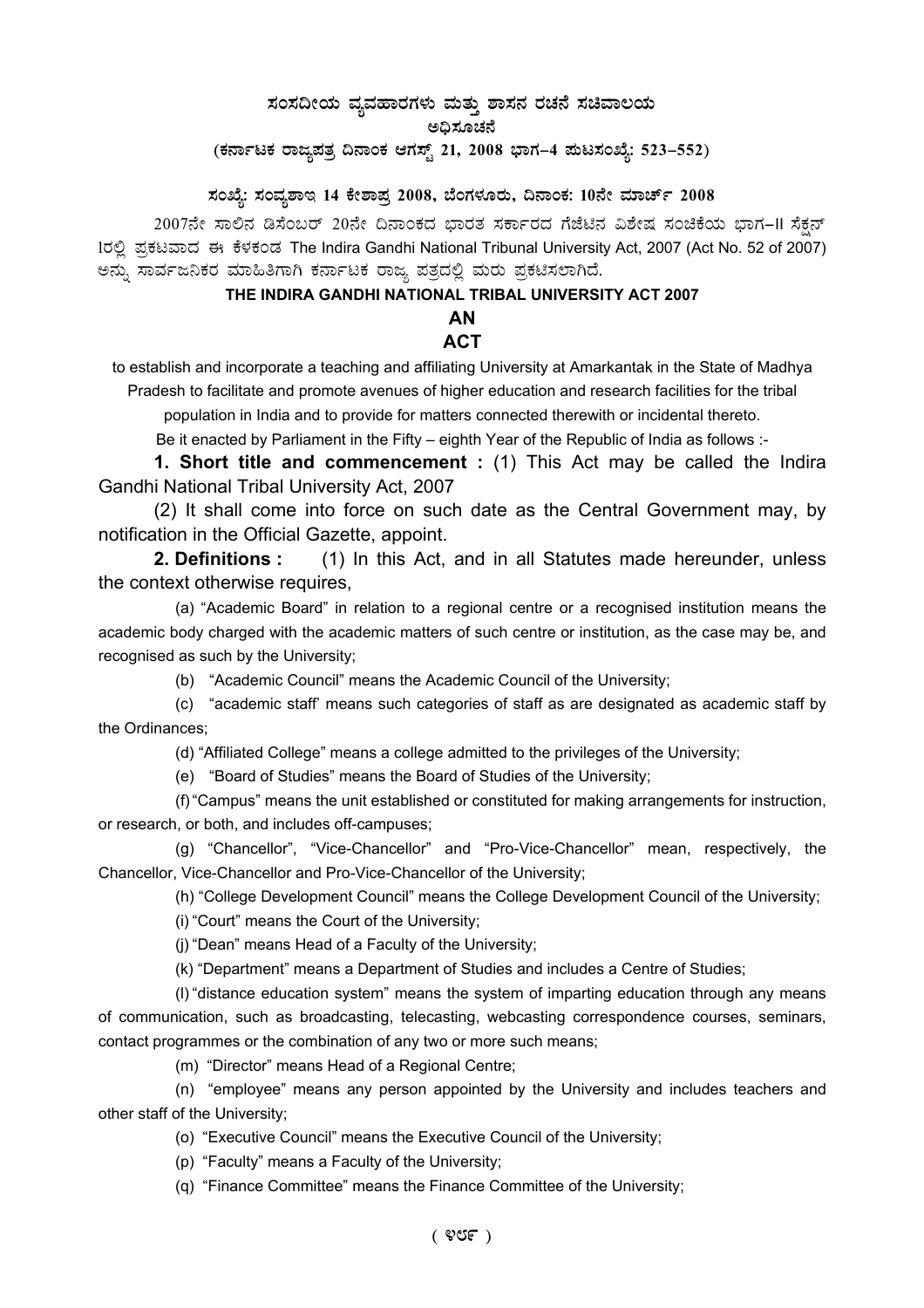# ಸಂಸದೀಯ ವ್ಯವಹಾರಗಳು ಮತ್ತು ಶಾಸನ ರಚನೆ ಸಚಿವಾಲಯ

## ಅಧಿಸೂಚನೆ

### (ಕರ್ನಾಟಕ ರಾಜ್ಯಪತ್ರ ದಿನಾಂಕ ಆಗಸ್ಟ್ 21, 2008 ಭಾಗ–4 ಪುಟಸಂಖ್ಯೆ: 523–552)

**ಸಂಖ್ಯೆ: ಸಂವ್ಯಶಾಇ 14 ಕೇಶಾಪ್ರ 2008, ಬೆಂಗಳೂರು, ದಿನಾಂಕ: 10ನೇ ಮಾರ್ಚ್ 2008**

2007ನೇ ಸಾಲಿನ ಡಿಸೆಂಬರ್ 20ನೇ ದಿನಾಂಕದ ಭಾರತ ಸರ್ಕಾರದ ಗೆಜೆಟಿನ ವಿಶೇಷ ಸಂಚಿಕೆಯ ಭಾಗ–II ಸೆಕ್ಷನ್ 1ರಲ್ಲಿ ಪ್ರಕಟವಾದ ಈ ಕೆಳಕಂಡ The Indira Gandhi National Tribunal University Act, 2007 (Act No. 52 of 2007) ಅನ್ನು ಸಾರ್ವಜನಿಕರ ಮಾಹಿತಿಗಾಗಿ ಕರ್ನಾಟಕ ರಾಜ್ಯ ಪತ್ರದಲ್ಲಿ ಮರು ಪ್ರಕಟಿಸಲಾಗಿದೆ.

**THE INDIRA GANDHI NATIONAL TRIBAL UNIVERSITY ACT 2007**

**AN**

**ACT**

to establish and incorporate a teaching and affiliating University at Amarkantak in the State of Madhya Pradesh to facilitate and promote avenues of higher education and research facilities for the tribal population in India and to provide for matters connected therewith or incidental thereto.

Be it enacted by Parliament in the Fifty – eighth Year of the Republic of India as follows :-

**1. Short title and commencement :** (1) This Act may be called the Indira Gandhi National Tribal University Act, 2007

(2) It shall come into force on such date as the Central Government may, by notification in the Official Gazette, appoint.

**2. Definitions :** (1) In this Act, and in all Statutes made hereunder, unless the context otherwise requires,

(a) "Academic Board" in relation to a regional centre or a recognised institution means the academic body charged with the academic matters of such centre or institution, as the case may be, and recognised as such by the University;

(b) "Academic Council" means the Academic Council of the University;

(c) "academic staff' means such categories of staff as are designated as academic staff by the Ordinances;

(d) "Affiliated College" means a college admitted to the privileges of the University;

(e) "Board of Studies" means the Board of Studies of the University;

(f) "Campus" means the unit established or constituted for making arrangements for instruction, or research, or both, and includes off-campuses;

(g) "Chancellor", "Vice-Chancellor" and "Pro-Vice-Chancellor" mean, respectively, the Chancellor, Vice-Chancellor and Pro-Vice-Chancellor of the University;

(h) "College Development Council" means the College Development Council of the University;

(i) "Court" means the Court of the University;

(j) "Dean" means Head of a Faculty of the University;

(k) "Department" means a Department of Studies and includes a Centre of Studies;

(l) "distance education system" means the system of imparting education through any means of communication, such as broadcasting, telecasting, webcasting correspondence courses, seminars, contact programmes or the combination of any two or more such means;

(m) "Director" means Head of a Regional Centre;

(n) "employee" means any person appointed by the University and includes teachers and other staff of the University;

(o) "Executive Council" means the Executive Council of the University;

(p) "Faculty" means a Faculty of the University;

(q) "Finance Committee" means the Finance Committee of the University;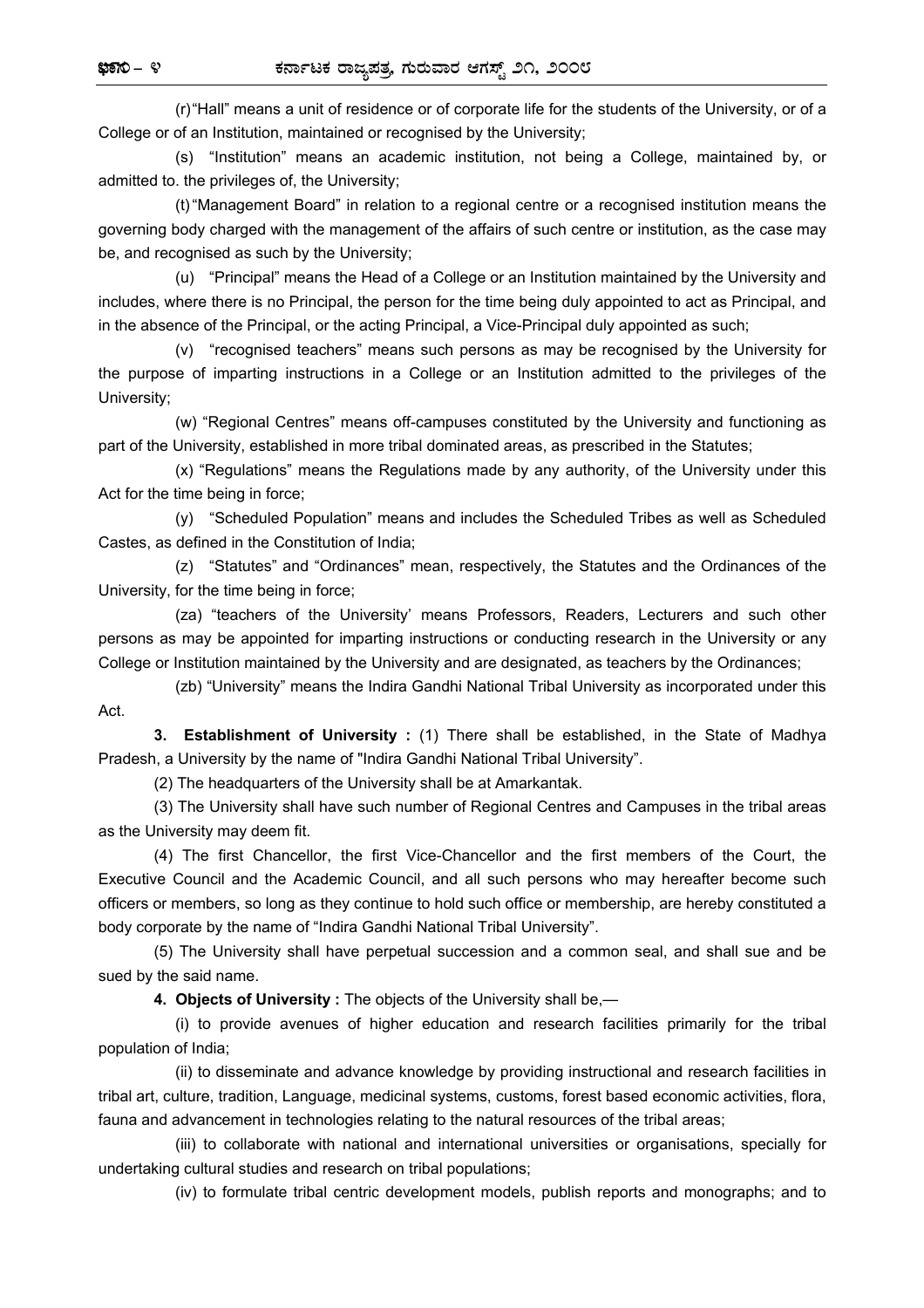(r) "Hall" means a unit of residence or of corporate life for the students of the University, or of a College or of an Institution, maintained or recognised by the University;

(s) "Institution" means an academic institution, not being a College, maintained by, or admitted to. the privileges of, the University;

(t) "Management Board" in relation to a regional centre or a recognised institution means the governing body charged with the management of the affairs of such centre or institution, as the case may be, and recognised as such by the University;

(u) "Principal" means the Head of a College or an Institution maintained by the University and includes, where there is no Principal, the person for the time being duly appointed to act as Principal, and in the absence of the Principal, or the acting Principal, a Vice-Principal duly appointed as such;

(v) "recognised teachers" means such persons as may be recognised by the University for the purpose of imparting instructions in a College or an Institution admitted to the privileges of the University;

(w) "Regional Centres" means off-campuses constituted by the University and functioning as part of the University, established in more tribal dominated areas, as prescribed in the Statutes;

(x) "Regulations" means the Regulations made by any authority, of the University under this Act for the time being in force;

(y) "Scheduled Population" means and includes the Scheduled Tribes as well as Scheduled Castes, as defined in the Constitution of India;

(z) "Statutes" and "Ordinances" mean, respectively, the Statutes and the Ordinances of the University, for the time being in force;

(za) "teachers of the University' means Professors, Readers, Lecturers and such other persons as may be appointed for imparting instructions or conducting research in the University or any College or Institution maintained by the University and are designated, as teachers by the Ordinances;

(zb) "University" means the Indira Gandhi National Tribal University as incorporated under this Act.

**3. Establishment of University :** (1) There shall be established, in the State of Madhya Pradesh, a University by the name of "Indira Gandhi National Tribal University".

(2) The headquarters of the University shall be at Amarkantak.

(3) The University shall have such number of Regional Centres and Campuses in the tribal areas as the University may deem fit.

(4) The first Chancellor, the first Vice-Chancellor and the first members of the Court, the Executive Council and the Academic Council, and all such persons who may hereafter become such officers or members, so long as they continue to hold such office or membership, are hereby constituted a body corporate by the name of "Indira Gandhi National Tribal University".

(5) The University shall have perpetual succession and a common seal, and shall sue and be sued by the said name.

**4. Objects of University :** The objects of the University shall be,—

(i) to provide avenues of higher education and research facilities primarily for the tribal population of India;

(ii) to disseminate and advance knowledge by providing instructional and research facilities in tribal art, culture, tradition, Language, medicinal systems, customs, forest based economic activities, flora, fauna and advancement in technologies relating to the natural resources of the tribal areas;

(iii) to collaborate with national and international universities or organisations, specially for undertaking cultural studies and research on tribal populations;

(iv) to formulate tribal centric development models, publish reports and monographs; and to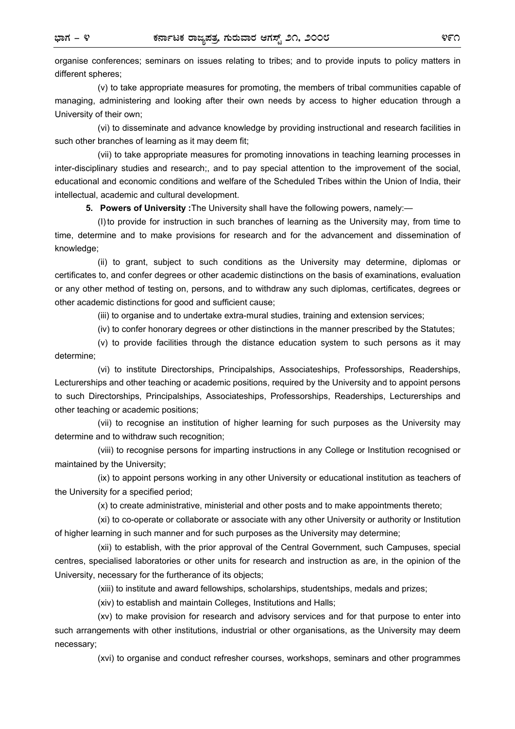organise conferences; seminars on issues relating to tribes; and to provide inputs to policy matters in different spheres;

(v) to take appropriate measures for promoting, the members of tribal communities capable of managing, administering and looking after their own needs by access to higher education through a University of their own;

(vi) to disseminate and advance knowledge by providing instructional and research facilities in such other branches of learning as it may deem fit;

(vii) to take appropriate measures for promoting innovations in teaching learning processes in inter-disciplinary studies and research;, and to pay special attention to the improvement of the social, educational and economic conditions and welfare of the Scheduled Tribes within the Union of India, their intellectual, academic and cultural development.

**5. Powers of University :** The University shall have the following powers, namely:—

(I) to provide for instruction in such branches of learning as the University may, from time to time, determine and to make provisions for research and for the advancement and dissemination of knowledge;

(ii) to grant, subject to such conditions as the University may determine, diplomas or certificates to, and confer degrees or other academic distinctions on the basis of examinations, evaluation or any other method of testing on, persons, and to withdraw any such diplomas, certificates, degrees or other academic distinctions for good and sufficient cause;

(iii) to organise and to undertake extra-mural studies, training and extension services;

(iv) to confer honorary degrees or other distinctions in the manner prescribed by the Statutes;

(v) to provide facilities through the distance education system to such persons as it may determine;

(vi) to institute Directorships, Principalships, Associateships, Professorships, Readerships, Lecturerships and other teaching or academic positions, required by the University and to appoint persons to such Directorships, Principalships, Associateships, Professorships, Readerships, Lecturerships and other teaching or academic positions;

(vii) to recognise an institution of higher learning for such purposes as the University may determine and to withdraw such recognition;

(viii) to recognise persons for imparting instructions in any College or Institution recognised or maintained by the University;

(ix) to appoint persons working in any other University or educational institution as teachers of the University for a specified period;

(x) to create administrative, ministerial and other posts and to make appointments thereto;

(xi) to co-operate or collaborate or associate with any other University or authority or Institution of higher learning in such manner and for such purposes as the University may determine;

(xii) to establish, with the prior approval of the Central Government, such Campuses, special centres, specialised laboratories or other units for research and instruction as are, in the opinion of the University, necessary for the furtherance of its objects;

(xiii) to institute and award fellowships, scholarships, studentships, medals and prizes;

(xiv) to establish and maintain Colleges, Institutions and Halls;

(xv) to make provision for research and advisory services and for that purpose to enter into such arrangements with other institutions, industrial or other organisations, as the University may deem necessary;

(xvi) to organise and conduct refresher courses, workshops, seminars and other programmes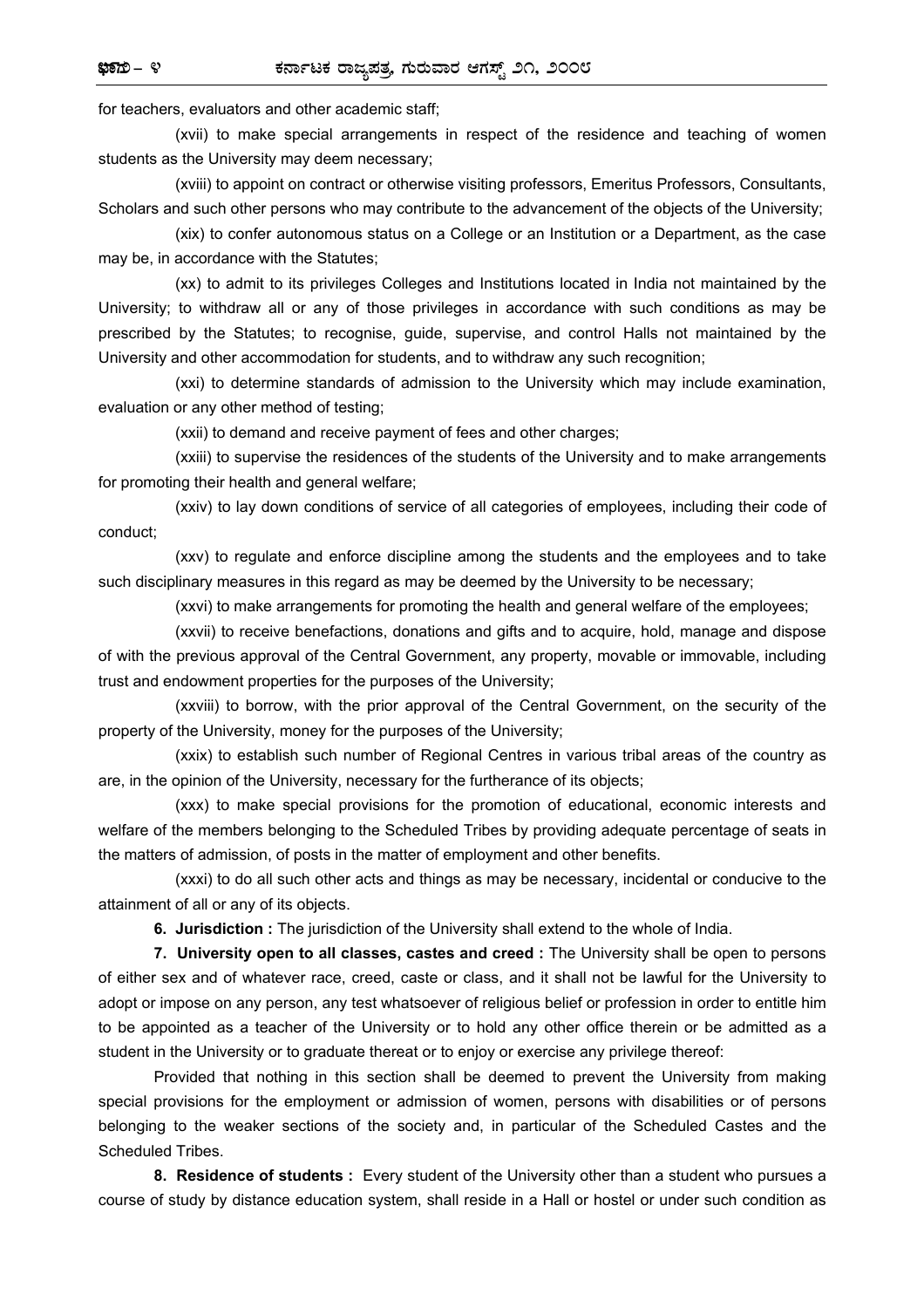for teachers, evaluators and other academic staff;

(xvii) to make special arrangements in respect of the residence and teaching of women students as the University may deem necessary;

(xviii) to appoint on contract or otherwise visiting professors, Emeritus Professors, Consultants, Scholars and such other persons who may contribute to the advancement of the objects of the University;

(xix) to confer autonomous status on a College or an Institution or a Department, as the case may be, in accordance with the Statutes;

(xx) to admit to its privileges Colleges and Institutions located in India not maintained by the University; to withdraw all or any of those privileges in accordance with such conditions as may be prescribed by the Statutes; to recognise, guide, supervise, and control Halls not maintained by the University and other accommodation for students, and to withdraw any such recognition;

(xxi) to determine standards of admission to the University which may include examination, evaluation or any other method of testing;

(xxii) to demand and receive payment of fees and other charges;

(xxiii) to supervise the residences of the students of the University and to make arrangements for promoting their health and general welfare;

(xxiv) to lay down conditions of service of all categories of employees, including their code of conduct;

(xxv) to regulate and enforce discipline among the students and the employees and to take such disciplinary measures in this regard as may be deemed by the University to be necessary;

(xxvi) to make arrangements for promoting the health and general welfare of the employees;

(xxvii) to receive benefactions, donations and gifts and to acquire, hold, manage and dispose of with the previous approval of the Central Government, any property, movable or immovable, including trust and endowment properties for the purposes of the University;

(xxviii) to borrow, with the prior approval of the Central Government, on the security of the property of the University, money for the purposes of the University;

(xxix) to establish such number of Regional Centres in various tribal areas of the country as are, in the opinion of the University, necessary for the furtherance of its objects;

(xxx) to make special provisions for the promotion of educational, economic interests and welfare of the members belonging to the Scheduled Tribes by providing adequate percentage of seats in the matters of admission, of posts in the matter of employment and other benefits.

(xxxi) to do all such other acts and things as may be necessary, incidental or conducive to the attainment of all or any of its objects.

**6. Jurisdiction :** The jurisdiction of the University shall extend to the whole of India.

**7. University open to all classes, castes and creed :** The University shall be open to persons of either sex and of whatever race, creed, caste or class, and it shall not be lawful for the University to adopt or impose on any person, any test whatsoever of religious belief or profession in order to entitle him to be appointed as a teacher of the University or to hold any other office therein or be admitted as a student in the University or to graduate thereat or to enjoy or exercise any privilege thereof:

Provided that nothing in this section shall be deemed to prevent the University from making special provisions for the employment or admission of women, persons with disabilities or of persons belonging to the weaker sections of the society and, in particular of the Scheduled Castes and the Scheduled Tribes.

**8. Residence of students :** Every student of the University other than a student who pursues a course of study by distance education system, shall reside in a Hall or hostel or under such condition as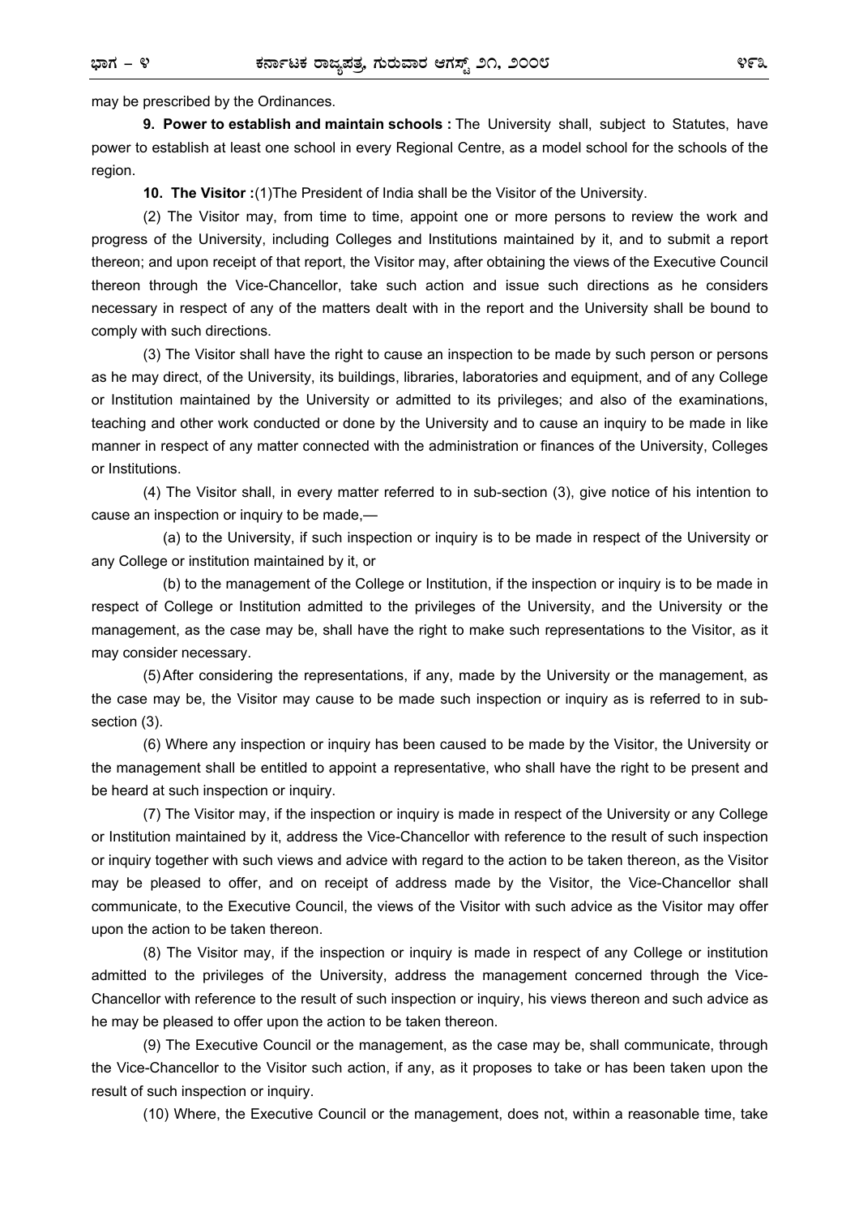may be prescribed by the Ordinances.

**9. Power to establish and maintain schools :** The University shall, subject to Statutes, have power to establish at least one school in every Regional Centre, as a model school for the schools of the region.

**10. The Visitor :**(1)The President of India shall be the Visitor of the University.

(2) The Visitor may, from time to time, appoint one or more persons to review the work and progress of the University, including Colleges and Institutions maintained by it, and to submit a report thereon; and upon receipt of that report, the Visitor may, after obtaining the views of the Executive Council thereon through the Vice-Chancellor, take such action and issue such directions as he considers necessary in respect of any of the matters dealt with in the report and the University shall be bound to comply with such directions.

(3) The Visitor shall have the right to cause an inspection to be made by such person or persons as he may direct, of the University, its buildings, libraries, laboratories and equipment, and of any College or Institution maintained by the University or admitted to its privileges; and also of the examinations, teaching and other work conducted or done by the University and to cause an inquiry to be made in like manner in respect of any matter connected with the administration or finances of the University, Colleges or Institutions.

(4) The Visitor shall, in every matter referred to in sub-section (3), give notice of his intention to cause an inspection or inquiry to be made,—

(a) to the University, if such inspection or inquiry is to be made in respect of the University or any College or institution maintained by it, or

(b) to the management of the College or Institution, if the inspection or inquiry is to be made in respect of College or Institution admitted to the privileges of the University, and the University or the management, as the case may be, shall have the right to make such representations to the Visitor, as it may consider necessary.

(5) After considering the representations, if any, made by the University or the management, as the case may be, the Visitor may cause to be made such inspection or inquiry as is referred to in sub-section (3).

(6) Where any inspection or inquiry has been caused to be made by the Visitor, the University or the management shall be entitled to appoint a representative, who shall have the right to be present and be heard at such inspection or inquiry.

(7) The Visitor may, if the inspection or inquiry is made in respect of the University or any College or Institution maintained by it, address the Vice-Chancellor with reference to the result of such inspection or inquiry together with such views and advice with regard to the action to be taken thereon, as the Visitor may be pleased to offer, and on receipt of address made by the Visitor, the Vice-Chancellor shall communicate, to the Executive Council, the views of the Visitor with such advice as the Visitor may offer upon the action to be taken thereon.

(8) The Visitor may, if the inspection or inquiry is made in respect of any College or institution admitted to the privileges of the University, address the management concerned through the Vice-Chancellor with reference to the result of such inspection or inquiry, his views thereon and such advice as he may be pleased to offer upon the action to be taken thereon.

(9) The Executive Council or the management, as the case may be, shall communicate, through the Vice-Chancellor to the Visitor such action, if any, as it proposes to take or has been taken upon the result of such inspection or inquiry.

(10) Where, the Executive Council or the management, does not, within a reasonable time, take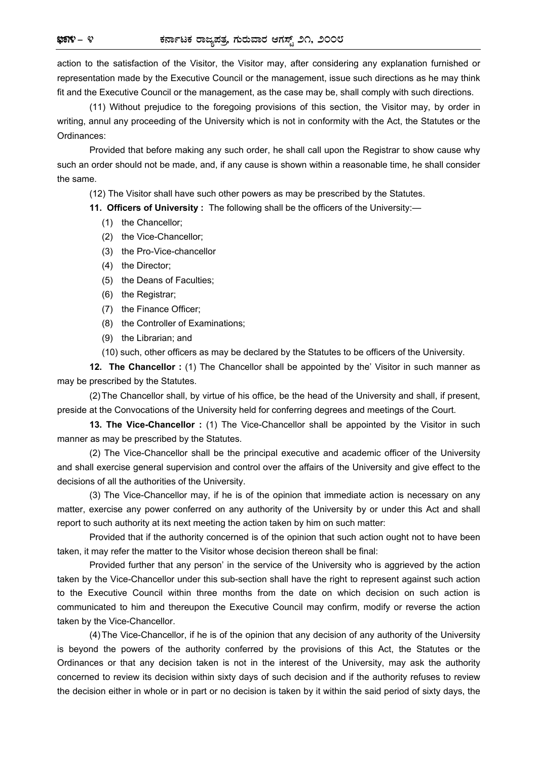action to the satisfaction of the Visitor, the Visitor may, after considering any explanation furnished or representation made by the Executive Council or the management, issue such directions as he may think fit and the Executive Council or the management, as the case may be, shall comply with such directions.

(11) Without prejudice to the foregoing provisions of this section, the Visitor may, by order in writing, annul any proceeding of the University which is not in conformity with the Act, the Statutes or the Ordinances:

Provided that before making any such order, he shall call upon the Registrar to show cause why such an order should not be made, and, if any cause is shown within a reasonable time, he shall consider the same.

(12) The Visitor shall have such other powers as may be prescribed by the Statutes.

**11. Officers of University :** The following shall be the officers of the University:—

(1) the Chancellor;

(2) the Vice-Chancellor;

(3) the Pro-Vice-chancellor

(4) the Director;

(5) the Deans of Faculties;

(6) the Registrar;

(7) the Finance Officer;

(8) the Controller of Examinations;

(9) the Librarian; and

(10) such, other officers as may be declared by the Statutes to be officers of the University.

**12. The Chancellor :** (1) The Chancellor shall be appointed by the' Visitor in such manner as may be prescribed by the Statutes.

(2) The Chancellor shall, by virtue of his office, be the head of the University and shall, if present, preside at the Convocations of the University held for conferring degrees and meetings of the Court.

**13. The Vice-Chancellor :** (1) The Vice-Chancellor shall be appointed by the Visitor in such manner as may be prescribed by the Statutes.

(2) The Vice-Chancellor shall be the principal executive and academic officer of the University and shall exercise general supervision and control over the affairs of the University and give effect to the decisions of all the authorities of the University.

(3) The Vice-Chancellor may, if he is of the opinion that immediate action is necessary on any matter, exercise any power conferred on any authority of the University by or under this Act and shall report to such authority at its next meeting the action taken by him on such matter:

Provided that if the authority concerned is of the opinion that such action ought not to have been taken, it may refer the matter to the Visitor whose decision thereon shall be final:

Provided further that any person' in the service of the University who is aggrieved by the action taken by the Vice-Chancellor under this sub-section shall have the right to represent against such action to the Executive Council within three months from the date on which decision on such action is communicated to him and thereupon the Executive Council may confirm, modify or reverse the action taken by the Vice-Chancellor.

(4) The Vice-Chancellor, if he is of the opinion that any decision of any authority of the University is beyond the powers of the authority conferred by the provisions of this Act, the Statutes or the Ordinances or that any decision taken is not in the interest of the University, may ask the authority concerned to review its decision within sixty days of such decision and if the authority refuses to review the decision either in whole or in part or no decision is taken by it within the said period of sixty days, the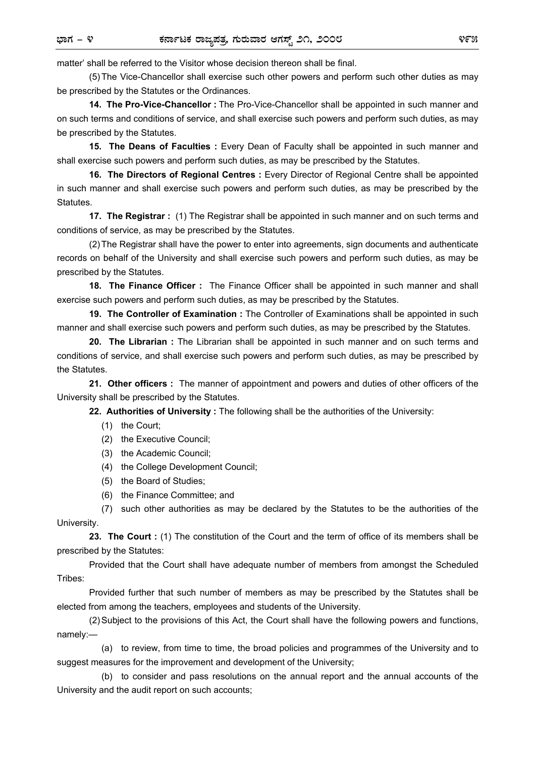matter' shall be referred to the Visitor whose decision thereon shall be final.

(5) The Vice-Chancellor shall exercise such other powers and perform such other duties as may be prescribed by the Statutes or the Ordinances.

**14. The Pro-Vice-Chancellor :** The Pro-Vice-Chancellor shall be appointed in such manner and on such terms and conditions of service, and shall exercise such powers and perform such duties, as may be prescribed by the Statutes.

**15. The Deans of Faculties :** Every Dean of Faculty shall be appointed in such manner and shall exercise such powers and perform such duties, as may be prescribed by the Statutes.

**16. The Directors of Regional Centres :** Every Director of Regional Centre shall be appointed in such manner and shall exercise such powers and perform such duties, as may be prescribed by the Statutes.

**17. The Registrar :** (1) The Registrar shall be appointed in such manner and on such terms and conditions of service, as may be prescribed by the Statutes.

(2) The Registrar shall have the power to enter into agreements, sign documents and authenticate records on behalf of the University and shall exercise such powers and perform such duties, as may be prescribed by the Statutes.

**18. The Finance Officer :** The Finance Officer shall be appointed in such manner and shall exercise such powers and perform such duties, as may be prescribed by the Statutes.

**19. The Controller of Examination :** The Controller of Examinations shall be appointed in such manner and shall exercise such powers and perform such duties, as may be prescribed by the Statutes.

**20. The Librarian :** The Librarian shall be appointed in such manner and on such terms and conditions of service, and shall exercise such powers and perform such duties, as may be prescribed by the Statutes.

**21. Other officers :** The manner of appointment and powers and duties of other officers of the University shall be prescribed by the Statutes.

**22. Authorities of University :** The following shall be the authorities of the University:

(1) the Court;

(2) the Executive Council;

(3) the Academic Council;

(4) the College Development Council;

(5) the Board of Studies;

(6) the Finance Committee; and

(7) such other authorities as may be declared by the Statutes to be the authorities of the University.

**23. The Court :** (1) The constitution of the Court and the term of office of its members shall be prescribed by the Statutes:

Provided that the Court shall have adequate number of members from amongst the Scheduled Tribes:

Provided further that such number of members as may be prescribed by the Statutes shall be elected from among the teachers, employees and students of the University.

(2) Subject to the provisions of this Act, the Court shall have the following powers and functions, namely:—

(a) to review, from time to time, the broad policies and programmes of the University and to suggest measures for the improvement and development of the University;

(b) to consider and pass resolutions on the annual report and the annual accounts of the University and the audit report on such accounts;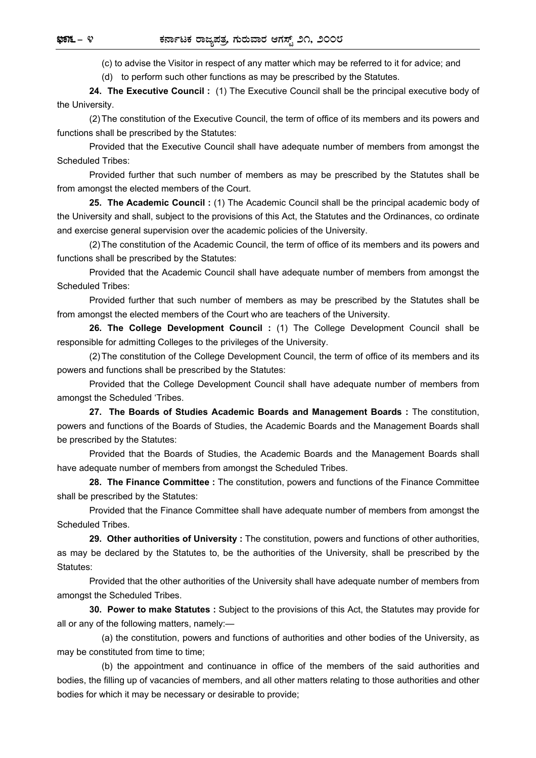(c) to advise the Visitor in respect of any matter which may be referred to it for advice; and

(d) to perform such other functions as may be prescribed by the Statutes.

**24. The Executive Council :** (1) The Executive Council shall be the principal executive body of the University.

(2) The constitution of the Executive Council, the term of office of its members and its powers and functions shall be prescribed by the Statutes:

Provided that the Executive Council shall have adequate number of members from amongst the Scheduled Tribes:

Provided further that such number of members as may be prescribed by the Statutes shall be from amongst the elected members of the Court.

**25. The Academic Council :** (1) The Academic Council shall be the principal academic body of the University and shall, subject to the provisions of this Act, the Statutes and the Ordinances, co ordinate and exercise general supervision over the academic policies of the University.

(2) The constitution of the Academic Council, the term of office of its members and its powers and functions shall be prescribed by the Statutes:

Provided that the Academic Council shall have adequate number of members from amongst the Scheduled Tribes:

Provided further that such number of members as may be prescribed by the Statutes shall be from amongst the elected members of the Court who are teachers of the University.

**26. The College Development Council :** (1) The College Development Council shall be responsible for admitting Colleges to the privileges of the University.

(2) The constitution of the College Development Council, the term of office of its members and its powers and functions shall be prescribed by the Statutes:

Provided that the College Development Council shall have adequate number of members from amongst the Scheduled 'Tribes.

**27. The Boards of Studies Academic Boards and Management Boards :** The constitution, powers and functions of the Boards of Studies, the Academic Boards and the Management Boards shall be prescribed by the Statutes:

Provided that the Boards of Studies, the Academic Boards and the Management Boards shall have adequate number of members from amongst the Scheduled Tribes.

**28. The Finance Committee :** The constitution, powers and functions of the Finance Committee shall be prescribed by the Statutes:

Provided that the Finance Committee shall have adequate number of members from amongst the Scheduled Tribes.

**29. Other authorities of University :** The constitution, powers and functions of other authorities, as may be declared by the Statutes to, be the authorities of the University, shall be prescribed by the Statutes:

Provided that the other authorities of the University shall have adequate number of members from amongst the Scheduled Tribes.

**30. Power to make Statutes :** Subject to the provisions of this Act, the Statutes may provide for all or any of the following matters, namely:—

(a) the constitution, powers and functions of authorities and other bodies of the University, as may be constituted from time to time;

(b) the appointment and continuance in office of the members of the said authorities and bodies, the filling up of vacancies of members, and all other matters relating to those authorities and other bodies for which it may be necessary or desirable to provide;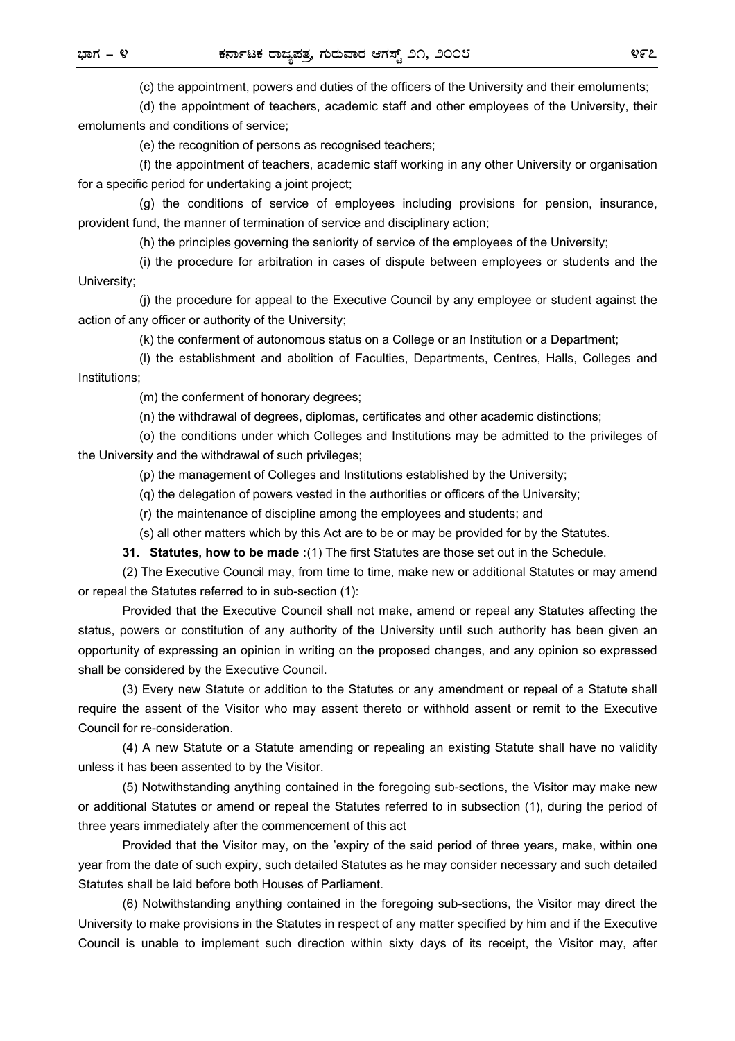(c) the appointment, powers and duties of the officers of the University and their emoluments;

(d) the appointment of teachers, academic staff and other employees of the University, their emoluments and conditions of service;

(e) the recognition of persons as recognised teachers;

(f) the appointment of teachers, academic staff working in any other University or organisation for a specific period for undertaking a joint project;

(g) the conditions of service of employees including provisions for pension, insurance, provident fund, the manner of termination of service and disciplinary action;

(h) the principles governing the seniority of service of the employees of the University;

(i) the procedure for arbitration in cases of dispute between employees or students and the University;

(j) the procedure for appeal to the Executive Council by any employee or student against the action of any officer or authority of the University;

(k) the conferment of autonomous status on a College or an Institution or a Department;

(l) the establishment and abolition of Faculties, Departments, Centres, Halls, Colleges and Institutions;

(m) the conferment of honorary degrees;

(n) the withdrawal of degrees, diplomas, certificates and other academic distinctions;

(o) the conditions under which Colleges and Institutions may be admitted to the privileges of the University and the withdrawal of such privileges;

(p) the management of Colleges and Institutions established by the University;

(q) the delegation of powers vested in the authorities or officers of the University;

(r) the maintenance of discipline among the employees and students; and

(s) all other matters which by this Act are to be or may be provided for by the Statutes.

**31. Statutes, how to be made :**(1) The first Statutes are those set out in the Schedule.

(2) The Executive Council may, from time to time, make new or additional Statutes or may amend or repeal the Statutes referred to in sub-section (1):

Provided that the Executive Council shall not make, amend or repeal any Statutes affecting the status, powers or constitution of any authority of the University until such authority has been given an opportunity of expressing an opinion in writing on the proposed changes, and any opinion so expressed shall be considered by the Executive Council.

(3) Every new Statute or addition to the Statutes or any amendment or repeal of a Statute shall require the assent of the Visitor who may assent thereto or withhold assent or remit to the Executive Council for re-consideration.

(4) A new Statute or a Statute amending or repealing an existing Statute shall have no validity unless it has been assented to by the Visitor.

(5) Notwithstanding anything contained in the foregoing sub-sections, the Visitor may make new or additional Statutes or amend or repeal the Statutes referred to in subsection (1), during the period of three years immediately after the commencement of this act

Provided that the Visitor may, on the 'expiry of the said period of three years, make, within one year from the date of such expiry, such detailed Statutes as he may consider necessary and such detailed Statutes shall be laid before both Houses of Parliament.

(6) Notwithstanding anything contained in the foregoing sub-sections, the Visitor may direct the University to make provisions in the Statutes in respect of any matter specified by him and if the Executive Council is unable to implement such direction within sixty days of its receipt, the Visitor may, after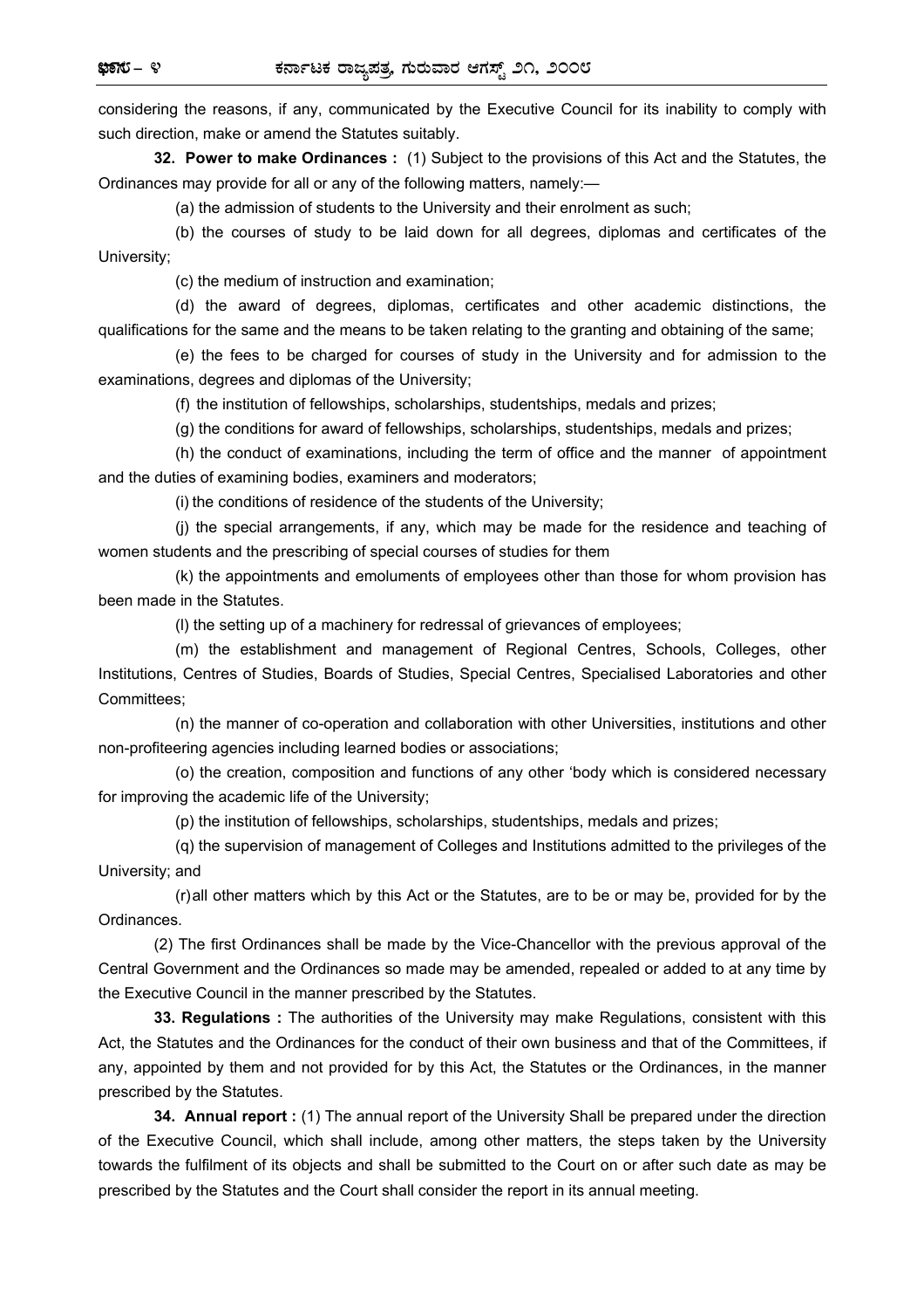considering the reasons, if any, communicated by the Executive Council for its inability to comply with such direction, make or amend the Statutes suitably.

**32. Power to make Ordinances :** (1) Subject to the provisions of this Act and the Statutes, the Ordinances may provide for all or any of the following matters, namely:—

(a) the admission of students to the University and their enrolment as such;

(b) the courses of study to be laid down for all degrees, diplomas and certificates of the University;

(c) the medium of instruction and examination;

(d) the award of degrees, diplomas, certificates and other academic distinctions, the qualifications for the same and the means to be taken relating to the granting and obtaining of the same;

(e) the fees to be charged for courses of study in the University and for admission to the examinations, degrees and diplomas of the University;

(f) the institution of fellowships, scholarships, studentships, medals and prizes;

(g) the conditions for award of fellowships, scholarships, studentships, medals and prizes;

(h) the conduct of examinations, including the term of office and the manner of appointment and the duties of examining bodies, examiners and moderators;

(i) the conditions of residence of the students of the University;

(j) the special arrangements, if any, which may be made for the residence and teaching of women students and the prescribing of special courses of studies for them

(k) the appointments and emoluments of employees other than those for whom provision has been made in the Statutes.

(l) the setting up of a machinery for redressal of grievances of employees;

(m) the establishment and management of Regional Centres, Schools, Colleges, other Institutions, Centres of Studies, Boards of Studies, Special Centres, Specialised Laboratories and other Committees;

(n) the manner of co-operation and collaboration with other Universities, institutions and other non-profiteering agencies including learned bodies or associations;

(o) the creation, composition and functions of any other 'body which is considered necessary for improving the academic life of the University;

(p) the institution of fellowships, scholarships, studentships, medals and prizes;

(q) the supervision of management of Colleges and Institutions admitted to the privileges of the University; and

(r) all other matters which by this Act or the Statutes, are to be or may be, provided for by the Ordinances.

(2) The first Ordinances shall be made by the Vice-Chancellor with the previous approval of the Central Government and the Ordinances so made may be amended, repealed or added to at any time by the Executive Council in the manner prescribed by the Statutes.

**33. Regulations :** The authorities of the University may make Regulations, consistent with this Act, the Statutes and the Ordinances for the conduct of their own business and that of the Committees, if any, appointed by them and not provided for by this Act, the Statutes or the Ordinances, in the manner prescribed by the Statutes.

**34. Annual report :** (1) The annual report of the University Shall be prepared under the direction of the Executive Council, which shall include, among other matters, the steps taken by the University towards the fulfilment of its objects and shall be submitted to the Court on or after such date as may be prescribed by the Statutes and the Court shall consider the report in its annual meeting.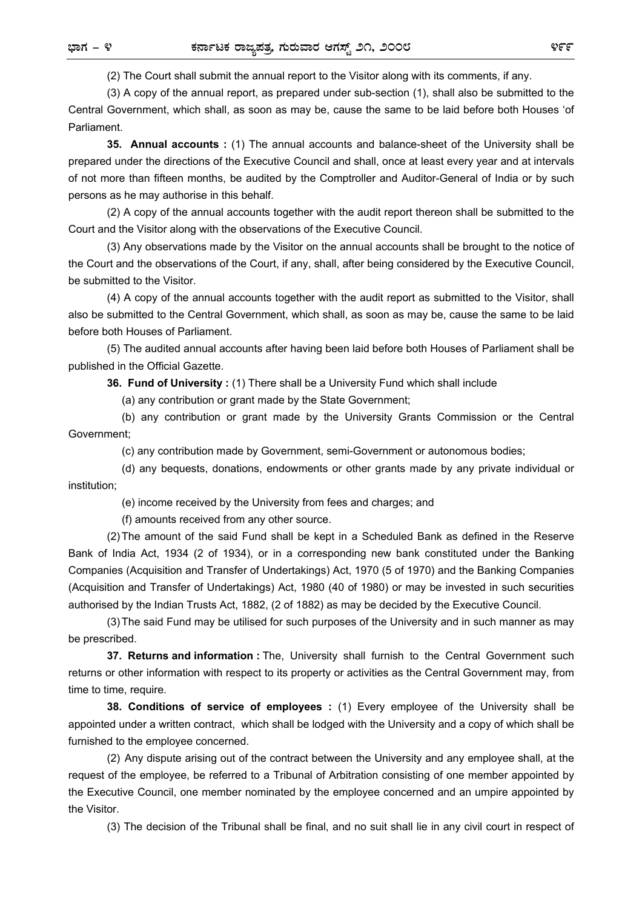(2) The Court shall submit the annual report to the Visitor along with its comments, if any.

(3) A copy of the annual report, as prepared under sub-section (1), shall also be submitted to the Central Government, which shall, as soon as may be, cause the same to be laid before both Houses 'of Parliament.

**35. Annual accounts :** (1) The annual accounts and balance-sheet of the University shall be prepared under the directions of the Executive Council and shall, once at least every year and at intervals of not more than fifteen months, be audited by the Comptroller and Auditor-General of India or by such persons as he may authorise in this behalf.

(2) A copy of the annual accounts together with the audit report thereon shall be submitted to the Court and the Visitor along with the observations of the Executive Council.

(3) Any observations made by the Visitor on the annual accounts shall be brought to the notice of the Court and the observations of the Court, if any, shall, after being considered by the Executive Council, be submitted to the Visitor.

(4) A copy of the annual accounts together with the audit report as submitted to the Visitor, shall also be submitted to the Central Government, which shall, as soon as may be, cause the same to be laid before both Houses of Parliament.

(5) The audited annual accounts after having been laid before both Houses of Parliament shall be published in the Official Gazette.

**36. Fund of University :** (1) There shall be a University Fund which shall include

(a) any contribution or grant made by the State Government;

(b) any contribution or grant made by the University Grants Commission or the Central Government;

(c) any contribution made by Government, semi-Government or autonomous bodies;

(d) any bequests, donations, endowments or other grants made by any private individual or institution;

(e) income received by the University from fees and charges; and

(f) amounts received from any other source.

(2) The amount of the said Fund shall be kept in a Scheduled Bank as defined in the Reserve Bank of India Act, 1934 (2 of 1934), or in a corresponding new bank constituted under the Banking Companies (Acquisition and Transfer of Undertakings) Act, 1970 (5 of 1970) and the Banking Companies (Acquisition and Transfer of Undertakings) Act, 1980 (40 of 1980) or may be invested in such securities authorised by the Indian Trusts Act, 1882, (2 of 1882) as may be decided by the Executive Council.

(3) The said Fund may be utilised for such purposes of the University and in such manner as may be prescribed.

**37. Returns and information :** The, University shall furnish to the Central Government such returns or other information with respect to its property or activities as the Central Government may, from time to time, require.

**38. Conditions of service of employees :** (1) Every employee of the University shall be appointed under a written contract, which shall be lodged with the University and a copy of which shall be furnished to the employee concerned.

(2) Any dispute arising out of the contract between the University and any employee shall, at the request of the employee, be referred to a Tribunal of Arbitration consisting of one member appointed by the Executive Council, one member nominated by the employee concerned and an umpire appointed by the Visitor.

(3) The decision of the Tribunal shall be final, and no suit shall lie in any civil court in respect of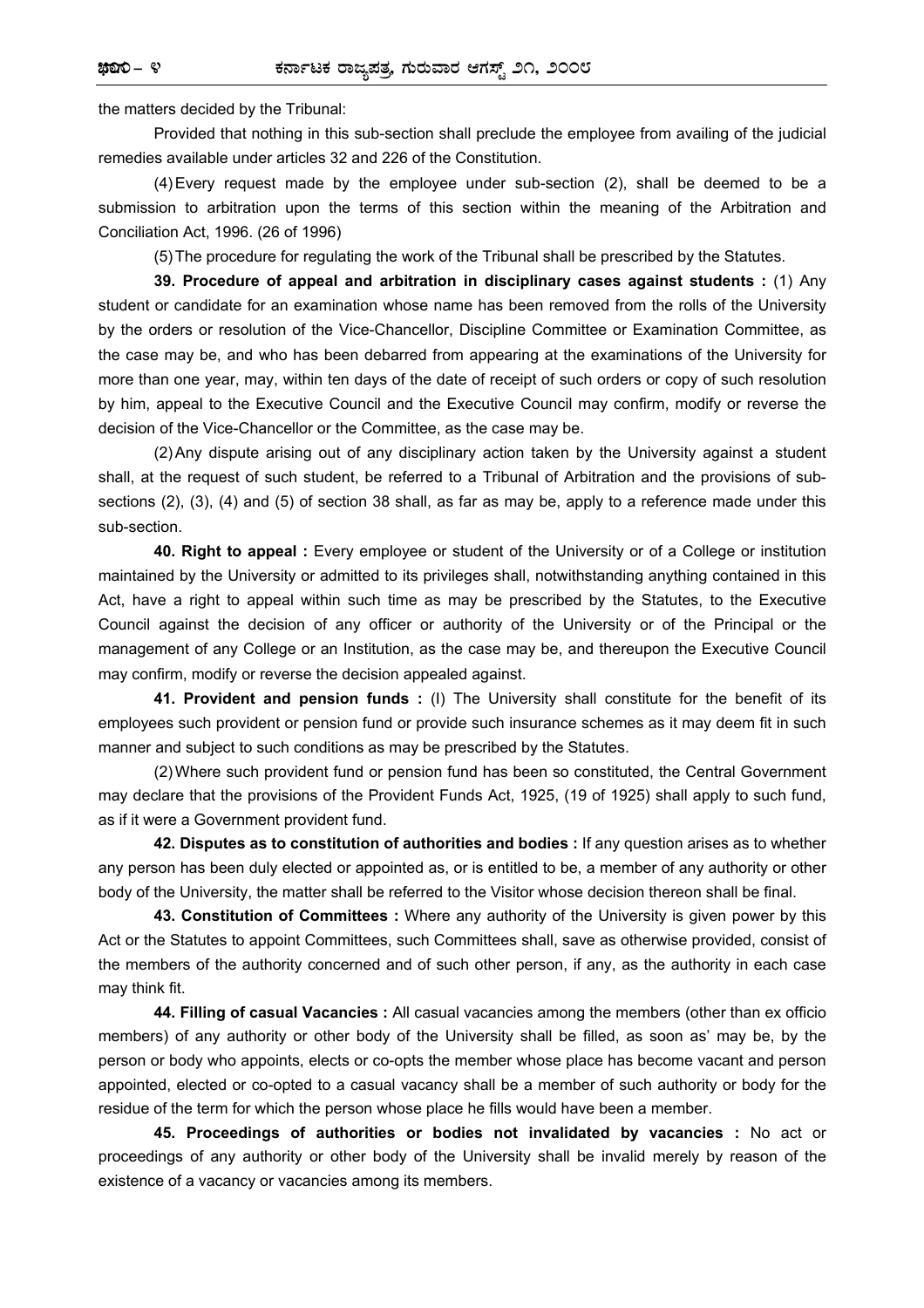the matters decided by the Tribunal:

Provided that nothing in this sub-section shall preclude the employee from availing of the judicial remedies available under articles 32 and 226 of the Constitution.

(4) Every request made by the employee under sub-section (2), shall be deemed to be a submission to arbitration upon the terms of this section within the meaning of the Arbitration and Conciliation Act, 1996. (26 of 1996)

(5) The procedure for regulating the work of the Tribunal shall be prescribed by the Statutes.

**39. Procedure of appeal and arbitration in disciplinary cases against students :** (1) Any student or candidate for an examination whose name has been removed from the rolls of the University by the orders or resolution of the Vice-Chancellor, Discipline Committee or Examination Committee, as the case may be, and who has been debarred from appearing at the examinations of the University for more than one year, may, within ten days of the date of receipt of such orders or copy of such resolution by him, appeal to the Executive Council and the Executive Council may confirm, modify or reverse the decision of the Vice-Chancellor or the Committee, as the case may be.

(2) Any dispute arising out of any disciplinary action taken by the University against a student shall, at the request of such student, be referred to a Tribunal of Arbitration and the provisions of sub-sections (2), (3), (4) and (5) of section 38 shall, as far as may be, apply to a reference made under this sub-section.

**40. Right to appeal :** Every employee or student of the University or of a College or institution maintained by the University or admitted to its privileges shall, notwithstanding anything contained in this Act, have a right to appeal within such time as may be prescribed by the Statutes, to the Executive Council against the decision of any officer or authority of the University or of the Principal or the management of any College or an Institution, as the case may be, and thereupon the Executive Council may confirm, modify or reverse the decision appealed against.

**41. Provident and pension funds :** (l) The University shall constitute for the benefit of its employees such provident or pension fund or provide such insurance schemes as it may deem fit in such manner and subject to such conditions as may be prescribed by the Statutes.

(2) Where such provident fund or pension fund has been so constituted, the Central Government may declare that the provisions of the Provident Funds Act, 1925, (19 of 1925) shall apply to such fund, as if it were a Government provident fund.

**42. Disputes as to constitution of authorities and bodies :** If any question arises as to whether any person has been duly elected or appointed as, or is entitled to be, a member of any authority or other body of the University, the matter shall be referred to the Visitor whose decision thereon shall be final.

**43. Constitution of Committees :** Where any authority of the University is given power by this Act or the Statutes to appoint Committees, such Committees shall, save as otherwise provided, consist of the members of the authority concerned and of such other person, if any, as the authority in each case may think fit.

**44. Filling of casual Vacancies :** All casual vacancies among the members (other than ex officio members) of any authority or other body of the University shall be filled, as soon as' may be, by the person or body who appoints, elects or co-opts the member whose place has become vacant and person appointed, elected or co-opted to a casual vacancy shall be a member of such authority or body for the residue of the term for which the person whose place he fills would have been a member.

**45. Proceedings of authorities or bodies not invalidated by vacancies :** No act or proceedings of any authority or other body of the University shall be invalid merely by reason of the existence of a vacancy or vacancies among its members.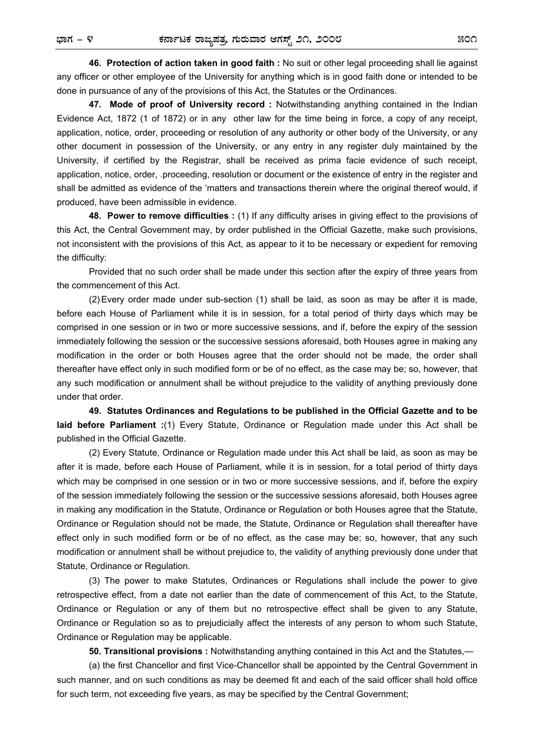**46. Protection of action taken in good faith :** No suit or other legal proceeding shall lie against any officer or other employee of the University for anything which is in good faith done or intended to be done in pursuance of any of the provisions of this Act, the Statutes or the Ordinances.

**47. Mode of proof of University record :** Notwithstanding anything contained in the Indian Evidence Act, 1872 (1 of 1872) or in any other law for the time being in force, a copy of any receipt, application, notice, order, proceeding or resolution of any authority or other body of the University, or any other document in possession of the University, or any entry in any register duly maintained by the University, if certified by the Registrar, shall be received as prima facie evidence of such receipt, application, notice, order, .proceeding, resolution or document or the existence of entry in the register and shall be admitted as evidence of the 'matters and transactions therein where the original thereof would, if produced, have been admissible in evidence.

**48. Power to remove difficulties :** (1) If any difficulty arises in giving effect to the provisions of this Act, the Central Government may, by order published in the Official Gazette, make such provisions, not inconsistent with the provisions of this Act, as appear to it to be necessary or expedient for removing the difficulty:

Provided that no such order shall be made under this section after the expiry of three years from the commencement of this Act.

(2) Every order made under sub-section (1) shall be laid, as soon as may be after it is made, before each House of Parliament while it is in session, for a total period of thirty days which may be comprised in one session or in two or more successive sessions, and if, before the expiry of the session immediately following the session or the successive sessions aforesaid, both Houses agree in making any modification in the order or both Houses agree that the order should not be made, the order shall thereafter have effect only in such modified form or be of no effect, as the case may be; so, however, that any such modification or annulment shall be without prejudice to the validity of anything previously done under that order.

**49. Statutes Ordinances and Regulations to be published in the Official Gazette and to be laid before Parliament :**(1) Every Statute, Ordinance or Regulation made under this Act shall be published in the Official Gazette.

(2) Every Statute, Ordinance or Regulation made under this Act shall be laid, as soon as may be after it is made, before each House of Parliament, while it is in session, for a total period of thirty days which may be comprised in one session or in two or more successive sessions, and if, before the expiry of the session immediately following the session or the successive sessions aforesaid, both Houses agree in making any modification in the Statute, Ordinance or Regulation or both Houses agree that the Statute, Ordinance or Regulation should not be made, the Statute, Ordinance or Regulation shall thereafter have effect only in such modified form or be of no effect, as the case may be; so, however, that any such modification or annulment shall be without prejudice to, the validity of anything previously done under that Statute, Ordinance or Regulation.

(3) The power to make Statutes, Ordinances or Regulations shall include the power to give retrospective effect, from a date not earlier than the date of commencement of this Act, to the Statute, Ordinance or Regulation or any of them but no retrospective effect shall be given to any Statute, Ordinance or Regulation so as to prejudicially affect the interests of any person to whom such Statute, Ordinance or Regulation may be applicable.

**50. Transitional provisions :** Notwithstanding anything contained in this Act and the Statutes,—

(a) the first Chancellor and first Vice-Chancellor shall be appointed by the Central Government in such manner, and on such conditions as may be deemed fit and each of the said officer shall hold office for such term, not exceeding five years, as may be specified by the Central Government;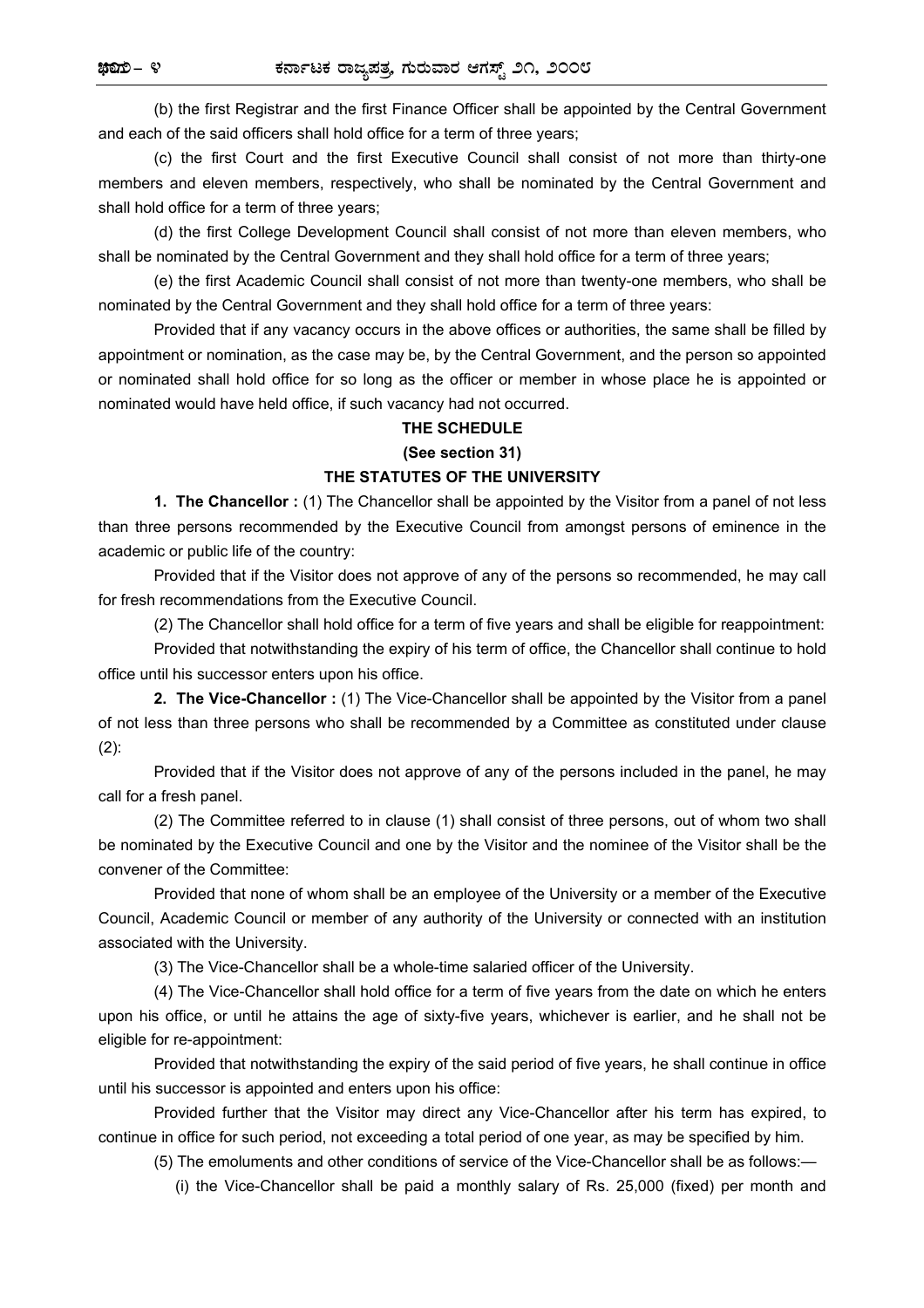(b) the first Registrar and the first Finance Officer shall be appointed by the Central Government and each of the said officers shall hold office for a term of three years;

(c) the first Court and the first Executive Council shall consist of not more than thirty-one members and eleven members, respectively, who shall be nominated by the Central Government and shall hold office for a term of three years;

(d) the first College Development Council shall consist of not more than eleven members, who shall be nominated by the Central Government and they shall hold office for a term of three years;

(e) the first Academic Council shall consist of not more than twenty-one members, who shall be nominated by the Central Government and they shall hold office for a term of three years:

Provided that if any vacancy occurs in the above offices or authorities, the same shall be filled by appointment or nomination, as the case may be, by the Central Government, and the person so appointed or nominated shall hold office for so long as the officer or member in whose place he is appointed or nominated would have held office, if such vacancy had not occurred.

## THE SCHEDULE

**(See section 31)**

## THE STATUTES OF THE UNIVERSITY

**1. The Chancellor :** (1) The Chancellor shall be appointed by the Visitor from a panel of not less than three persons recommended by the Executive Council from amongst persons of eminence in the academic or public life of the country:

Provided that if the Visitor does not approve of any of the persons so recommended, he may call for fresh recommendations from the Executive Council.

(2) The Chancellor shall hold office for a term of five years and shall be eligible for reappointment:

Provided that notwithstanding the expiry of his term of office, the Chancellor shall continue to hold office until his successor enters upon his office.

**2. The Vice-Chancellor :** (1) The Vice-Chancellor shall be appointed by the Visitor from a panel of not less than three persons who shall be recommended by a Committee as constituted under clause (2):

Provided that if the Visitor does not approve of any of the persons included in the panel, he may call for a fresh panel.

(2) The Committee referred to in clause (1) shall consist of three persons, out of whom two shall be nominated by the Executive Council and one by the Visitor and the nominee of the Visitor shall be the convener of the Committee:

Provided that none of whom shall be an employee of the University or a member of the Executive Council, Academic Council or member of any authority of the University or connected with an institution associated with the University.

(3) The Vice-Chancellor shall be a whole-time salaried officer of the University.

(4) The Vice-Chancellor shall hold office for a term of five years from the date on which he enters upon his office, or until he attains the age of sixty-five years, whichever is earlier, and he shall not be eligible for re-appointment:

Provided that notwithstanding the expiry of the said period of five years, he shall continue in office until his successor is appointed and enters upon his office:

Provided further that the Visitor may direct any Vice-Chancellor after his term has expired, to continue in office for such period, not exceeding a total period of one year, as may be specified by him.

(5) The emoluments and other conditions of service of the Vice-Chancellor shall be as follows:—

(i) the Vice-Chancellor shall be paid a monthly salary of Rs. 25,000 (fixed) per month and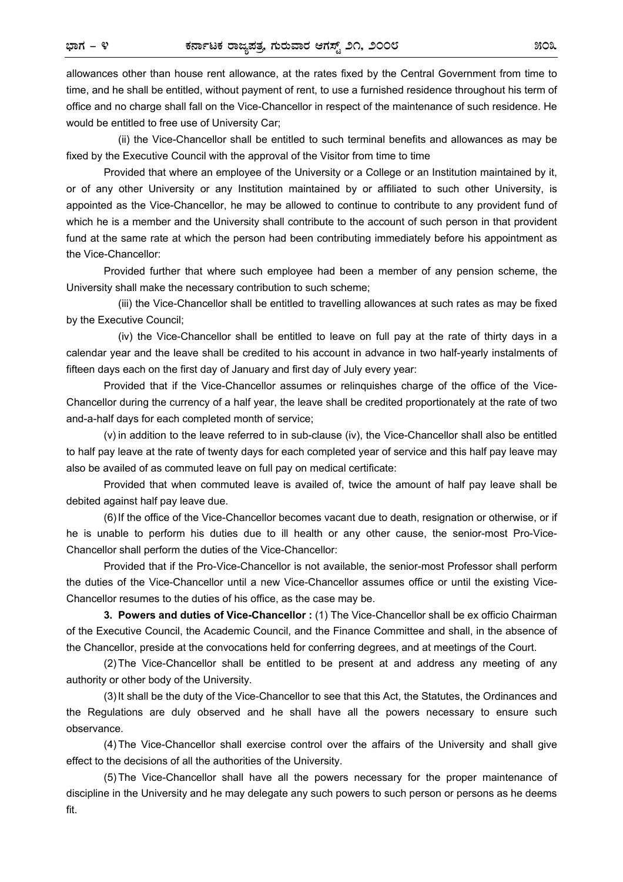allowances other than house rent allowance, at the rates fixed by the Central Government from time to time, and he shall be entitled, without payment of rent, to use a furnished residence throughout his term of office and no charge shall fall on the Vice-Chancellor in respect of the maintenance of such residence. He would be entitled to free use of University Car;

(ii) the Vice-Chancellor shall be entitled to such terminal benefits and allowances as may be fixed by the Executive Council with the approval of the Visitor from time to time

Provided that where an employee of the University or a College or an Institution maintained by it, or of any other University or any Institution maintained by or affiliated to such other University, is appointed as the Vice-Chancellor, he may be allowed to continue to contribute to any provident fund of which he is a member and the University shall contribute to the account of such person in that provident fund at the same rate at which the person had been contributing immediately before his appointment as the Vice-Chancellor:

Provided further that where such employee had been a member of any pension scheme, the University shall make the necessary contribution to such scheme;

(iii) the Vice-Chancellor shall be entitled to travelling allowances at such rates as may be fixed by the Executive Council;

(iv) the Vice-Chancellor shall be entitled to leave on full pay at the rate of thirty days in a calendar year and the leave shall be credited to his account in advance in two half-yearly instalments of fifteen days each on the first day of January and first day of July every year:

Provided that if the Vice-Chancellor assumes or relinquishes charge of the office of the Vice-Chancellor during the currency of a half year, the leave shall be credited proportionately at the rate of two and-a-half days for each completed month of service;

(v) in addition to the leave referred to in sub-clause (iv), the Vice-Chancellor shall also be entitled to half pay leave at the rate of twenty days for each completed year of service and this half pay leave may also be availed of as commuted leave on full pay on medical certificate:

Provided that when commuted leave is availed of, twice the amount of half pay leave shall be debited against half pay leave due.

(6) If the office of the Vice-Chancellor becomes vacant due to death, resignation or otherwise, or if he is unable to perform his duties due to ill health or any other cause, the senior-most Pro-Vice-Chancellor shall perform the duties of the Vice-Chancellor:

Provided that if the Pro-Vice-Chancellor is not available, the senior-most Professor shall perform the duties of the Vice-Chancellor until a new Vice-Chancellor assumes office or until the existing Vice-Chancellor resumes to the duties of his office, as the case may be.

**3. Powers and duties of Vice-Chancellor :** (1) The Vice-Chancellor shall be ex officio Chairman of the Executive Council, the Academic Council, and the Finance Committee and shall, in the absence of the Chancellor, preside at the convocations held for conferring degrees, and at meetings of the Court.

(2) The Vice-Chancellor shall be entitled to be present at and address any meeting of any authority or other body of the University.

(3) It shall be the duty of the Vice-Chancellor to see that this Act, the Statutes, the Ordinances and the Regulations are duly observed and he shall have all the powers necessary to ensure such observance.

(4) The Vice-Chancellor shall exercise control over the affairs of the University and shall give effect to the decisions of all the authorities of the University.

(5) The Vice-Chancellor shall have all the powers necessary for the proper maintenance of discipline in the University and he may delegate any such powers to such person or persons as he deems fit.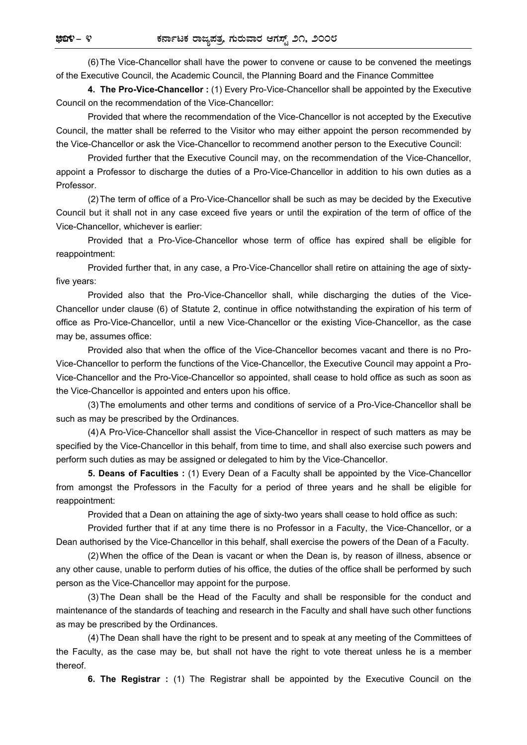(6) The Vice-Chancellor shall have the power to convene or cause to be convened the meetings of the Executive Council, the Academic Council, the Planning Board and the Finance Committee

**4. The Pro-Vice-Chancellor :** (1) Every Pro-Vice-Chancellor shall be appointed by the Executive Council on the recommendation of the Vice-Chancellor:

Provided that where the recommendation of the Vice-Chancellor is not accepted by the Executive Council, the matter shall be referred to the Visitor who may either appoint the person recommended by the Vice-Chancellor or ask the Vice-Chancellor to recommend another person to the Executive Council:

Provided further that the Executive Council may, on the recommendation of the Vice-Chancellor, appoint a Professor to discharge the duties of a Pro-Vice-Chancellor in addition to his own duties as a Professor.

(2) The term of office of a Pro-Vice-Chancellor shall be such as may be decided by the Executive Council but it shall not in any case exceed five years or until the expiration of the term of office of the Vice-Chancellor, whichever is earlier:

Provided that a Pro-Vice-Chancellor whose term of office has expired shall be eligible for reappointment:

Provided further that, in any case, a Pro-Vice-Chancellor shall retire on attaining the age of sixty-five years:

Provided also that the Pro-Vice-Chancellor shall, while discharging the duties of the Vice-Chancellor under clause (6) of Statute 2, continue in office notwithstanding the expiration of his term of office as Pro-Vice-Chancellor, until a new Vice-Chancellor or the existing Vice-Chancellor, as the case may be, assumes office:

Provided also that when the office of the Vice-Chancellor becomes vacant and there is no Pro-Vice-Chancellor to perform the functions of the Vice-Chancellor, the Executive Council may appoint a Pro-Vice-Chancellor and the Pro-Vice-Chancellor so appointed, shall cease to hold office as such as soon as the Vice-Chancellor is appointed and enters upon his office.

(3) The emoluments and other terms and conditions of service of a Pro-Vice-Chancellor shall be such as may be prescribed by the Ordinances.

(4) A Pro-Vice-Chancellor shall assist the Vice-Chancellor in respect of such matters as may be specified by the Vice-Chancellor in this behalf, from time to time, and shall also exercise such powers and perform such duties as may be assigned or delegated to him by the Vice-Chancellor.

**5. Deans of Faculties :** (1) Every Dean of a Faculty shall be appointed by the Vice-Chancellor from amongst the Professors in the Faculty for a period of three years and he shall be eligible for reappointment:

Provided that a Dean on attaining the age of sixty-two years shall cease to hold office as such:

Provided further that if at any time there is no Professor in a Faculty, the Vice-Chancellor, or a Dean authorised by the Vice-Chancellor in this behalf, shall exercise the powers of the Dean of a Faculty.

(2) When the office of the Dean is vacant or when the Dean is, by reason of illness, absence or any other cause, unable to perform duties of his office, the duties of the office shall be performed by such person as the Vice-Chancellor may appoint for the purpose.

(3) The Dean shall be the Head of the Faculty and shall be responsible for the conduct and maintenance of the standards of teaching and research in the Faculty and shall have such other functions as may be prescribed by the Ordinances.

(4) The Dean shall have the right to be present and to speak at any meeting of the Committees of the Faculty, as the case may be, but shall not have the right to vote thereat unless he is a member thereof.

**6. The Registrar :** (1) The Registrar shall be appointed by the Executive Council on the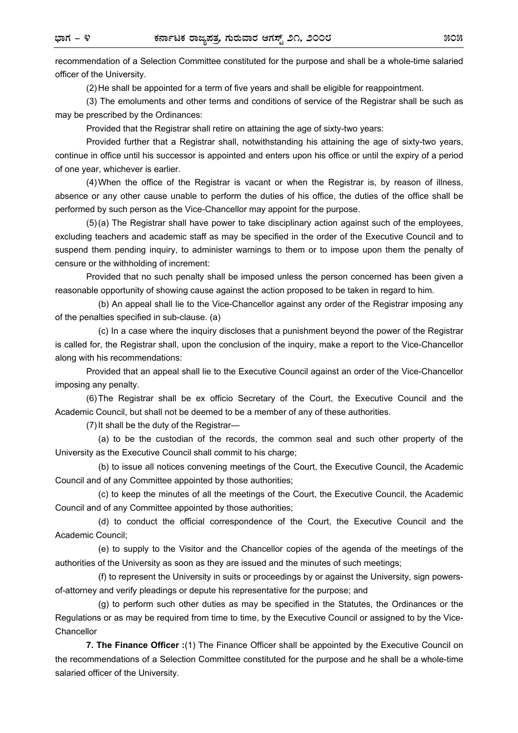recommendation of a Selection Committee constituted for the purpose and shall be a whole-time salaried officer of the University.

(2) He shall be appointed for a term of five years and shall be eligible for reappointment.

(3) The emoluments and other terms and conditions of service of the Registrar shall be such as may be prescribed by the Ordinances:

Provided that the Registrar shall retire on attaining the age of sixty-two years:

Provided further that a Registrar shall, notwithstanding his attaining the age of sixty-two years, continue in office until his successor is appointed and enters upon his office or until the expiry of a period of one year, whichever is earlier.

(4) When the office of the Registrar is vacant or when the Registrar is, by reason of illness, absence or any other cause unable to perform the duties of his office, the duties of the office shall be performed by such person as the Vice-Chancellor may appoint for the purpose.

(5) (a) The Registrar shall have power to take disciplinary action against such of the employees, excluding teachers and academic staff as may be specified in the order of the Executive Council and to suspend them pending inquiry, to administer warnings to them or to impose upon them the penalty of censure or the withholding of increment:

Provided that no such penalty shall be imposed unless the person concerned has been given a reasonable opportunity of showing cause against the action proposed to be taken in regard to him.

(b) An appeal shall lie to the Vice-Chancellor against any order of the Registrar imposing any of the penalties specified in sub-clause. (a)

(c) In a case where the inquiry discloses that a punishment beyond the power of the Registrar is called for, the Registrar shall, upon the conclusion of the inquiry, make a report to the Vice-Chancellor along with his recommendations:

Provided that an appeal shall lie to the Executive Council against an order of the Vice-Chancellor imposing any penalty.

(6) The Registrar shall be ex officio Secretary of the Court, the Executive Council and the Academic Council, but shall not be deemed to be a member of any of these authorities.

(7) It shall be the duty of the Registrar—

(a) to be the custodian of the records, the common seal and such other property of the University as the Executive Council shall commit to his charge;

(b) to issue all notices convening meetings of the Court, the Executive Council, the Academic Council and of any Committee appointed by those authorities;

(c) to keep the minutes of all the meetings of the Court, the Executive Council, the Academic Council and of any Committee appointed by those authorities;

(d) to conduct the official correspondence of the Court, the Executive Council and the Academic Council;

(e) to supply to the Visitor and the Chancellor copies of the agenda of the meetings of the authorities of the University as soon as they are issued and the minutes of such meetings;

(f) to represent the University in suits or proceedings by or against the University, sign powers-of-attorney and verify pleadings or depute his representative for the purpose; and

(g) to perform such other duties as may be specified in the Statutes, the Ordinances or the Regulations or as may be required from time to time, by the Executive Council or assigned to by the Vice-Chancellor

**7. The Finance Officer :**(1) The Finance Officer shall be appointed by the Executive Council on the recommendations of a Selection Committee constituted for the purpose and he shall be a whole-time salaried officer of the University.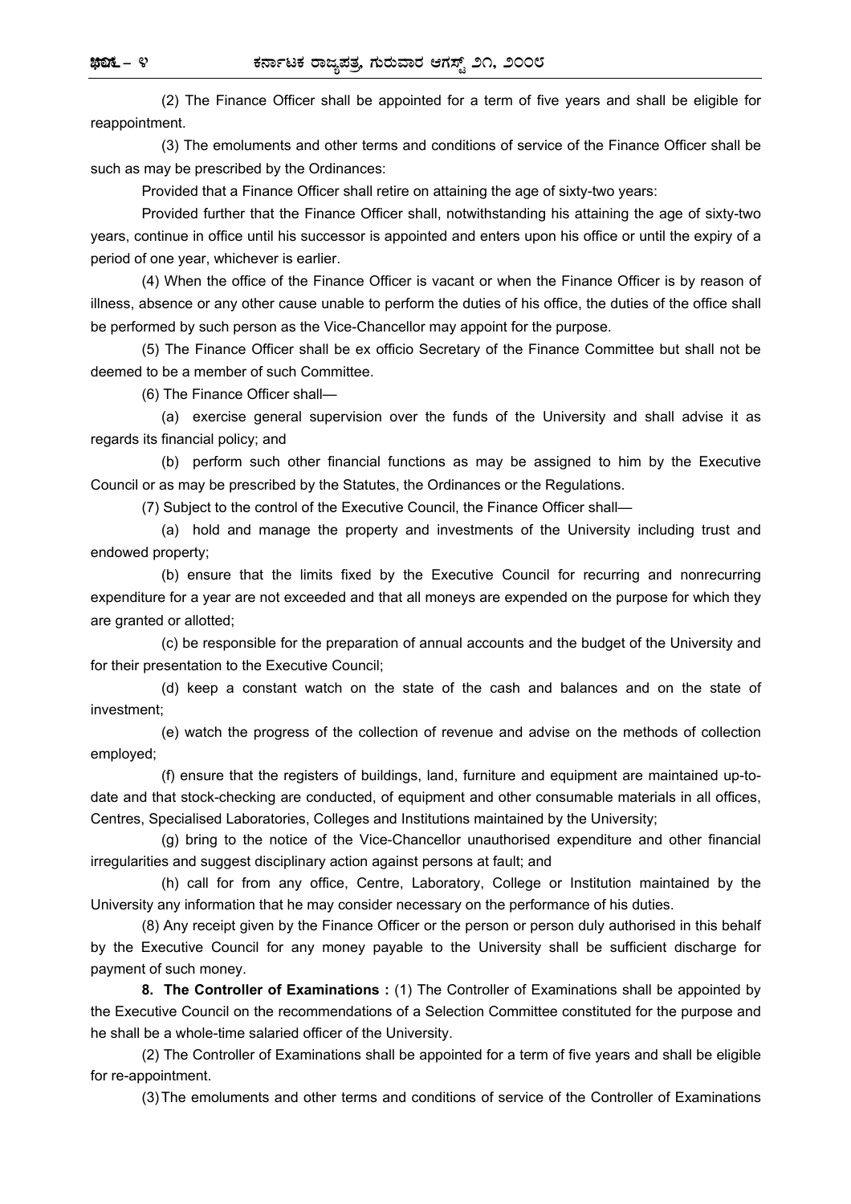(2) The Finance Officer shall be appointed for a term of five years and shall be eligible for reappointment.

(3) The emoluments and other terms and conditions of service of the Finance Officer shall be such as may be prescribed by the Ordinances:

Provided that a Finance Officer shall retire on attaining the age of sixty-two years:

Provided further that the Finance Officer shall, notwithstanding his attaining the age of sixty-two years, continue in office until his successor is appointed and enters upon his office or until the expiry of a period of one year, whichever is earlier.

(4) When the office of the Finance Officer is vacant or when the Finance Officer is by reason of illness, absence or any other cause unable to perform the duties of his office, the duties of the office shall be performed by such person as the Vice-Chancellor may appoint for the purpose.

(5) The Finance Officer shall be ex officio Secretary of the Finance Committee but shall not be deemed to be a member of such Committee.

(6) The Finance Officer shall—

(a) exercise general supervision over the funds of the University and shall advise it as regards its financial policy; and

(b) perform such other financial functions as may be assigned to him by the Executive Council or as may be prescribed by the Statutes, the Ordinances or the Regulations.

(7) Subject to the control of the Executive Council, the Finance Officer shall—

(a) hold and manage the property and investments of the University including trust and endowed property;

(b) ensure that the limits fixed by the Executive Council for recurring and nonrecurring expenditure for a year are not exceeded and that all moneys are expended on the purpose for which they are granted or allotted;

(c) be responsible for the preparation of annual accounts and the budget of the University and for their presentation to the Executive Council;

(d) keep a constant watch on the state of the cash and balances and on the state of investment;

(e) watch the progress of the collection of revenue and advise on the methods of collection employed;

(f) ensure that the registers of buildings, land, furniture and equipment are maintained up-to-date and that stock-checking are conducted, of equipment and other consumable materials in all offices, Centres, Specialised Laboratories, Colleges and Institutions maintained by the University;

(g) bring to the notice of the Vice-Chancellor unauthorised expenditure and other financial irregularities and suggest disciplinary action against persons at fault; and

(h) call for from any office, Centre, Laboratory, College or Institution maintained by the University any information that he may consider necessary on the performance of his duties.

(8) Any receipt given by the Finance Officer or the person or person duly authorised in this behalf by the Executive Council for any money payable to the University shall be sufficient discharge for payment of such money.

**8. The Controller of Examinations :** (1) The Controller of Examinations shall be appointed by the Executive Council on the recommendations of a Selection Committee constituted for the purpose and he shall be a whole-time salaried officer of the University.

(2) The Controller of Examinations shall be appointed for a term of five years and shall be eligible for re-appointment.

(3) The emoluments and other terms and conditions of service of the Controller of Examinations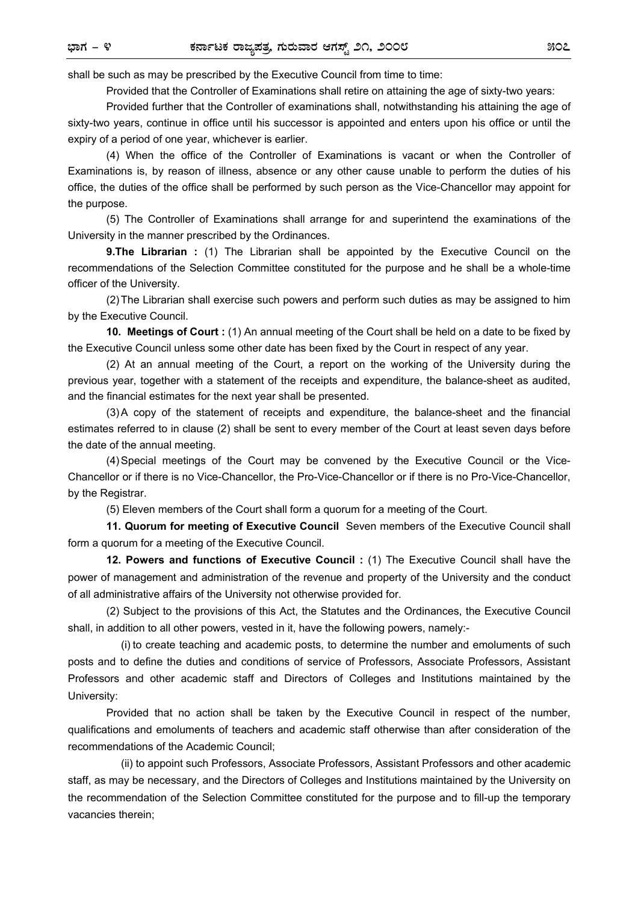shall be such as may be prescribed by the Executive Council from time to time:

Provided that the Controller of Examinations shall retire on attaining the age of sixty-two years:

Provided further that the Controller of examinations shall, notwithstanding his attaining the age of sixty-two years, continue in office until his successor is appointed and enters upon his office or until the expiry of a period of one year, whichever is earlier.

(4) When the office of the Controller of Examinations is vacant or when the Controller of Examinations is, by reason of illness, absence or any other cause unable to perform the duties of his office, the duties of the office shall be performed by such person as the Vice-Chancellor may appoint for the purpose.

(5) The Controller of Examinations shall arrange for and superintend the examinations of the University in the manner prescribed by the Ordinances.

**9.The Librarian :** (1) The Librarian shall be appointed by the Executive Council on the recommendations of the Selection Committee constituted for the purpose and he shall be a whole-time officer of the University.

(2) The Librarian shall exercise such powers and perform such duties as may be assigned to him by the Executive Council.

**10. Meetings of Court :** (1) An annual meeting of the Court shall be held on a date to be fixed by the Executive Council unless some other date has been fixed by the Court in respect of any year.

(2) At an annual meeting of the Court, a report on the working of the University during the previous year, together with a statement of the receipts and expenditure, the balance-sheet as audited, and the financial estimates for the next year shall be presented.

(3) A copy of the statement of receipts and expenditure, the balance-sheet and the financial estimates referred to in clause (2) shall be sent to every member of the Court at least seven days before the date of the annual meeting.

(4) Special meetings of the Court may be convened by the Executive Council or the Vice-Chancellor or if there is no Vice-Chancellor, the Pro-Vice-Chancellor or if there is no Pro-Vice-Chancellor, by the Registrar.

(5) Eleven members of the Court shall form a quorum for a meeting of the Court.

**11. Quorum for meeting of Executive Council** Seven members of the Executive Council shall form a quorum for a meeting of the Executive Council.

**12. Powers and functions of Executive Council :** (1) The Executive Council shall have the power of management and administration of the revenue and property of the University and the conduct of all administrative affairs of the University not otherwise provided for.

(2) Subject to the provisions of this Act, the Statutes and the Ordinances, the Executive Council shall, in addition to all other powers, vested in it, have the following powers, namely:-

(i) to create teaching and academic posts, to determine the number and emoluments of such posts and to define the duties and conditions of service of Professors, Associate Professors, Assistant Professors and other academic staff and Directors of Colleges and Institutions maintained by the University:

Provided that no action shall be taken by the Executive Council in respect of the number, qualifications and emoluments of teachers and academic staff otherwise than after consideration of the recommendations of the Academic Council;

(ii) to appoint such Professors, Associate Professors, Assistant Professors and other academic staff, as may be necessary, and the Directors of Colleges and Institutions maintained by the University on the recommendation of the Selection Committee constituted for the purpose and to fill-up the temporary vacancies therein;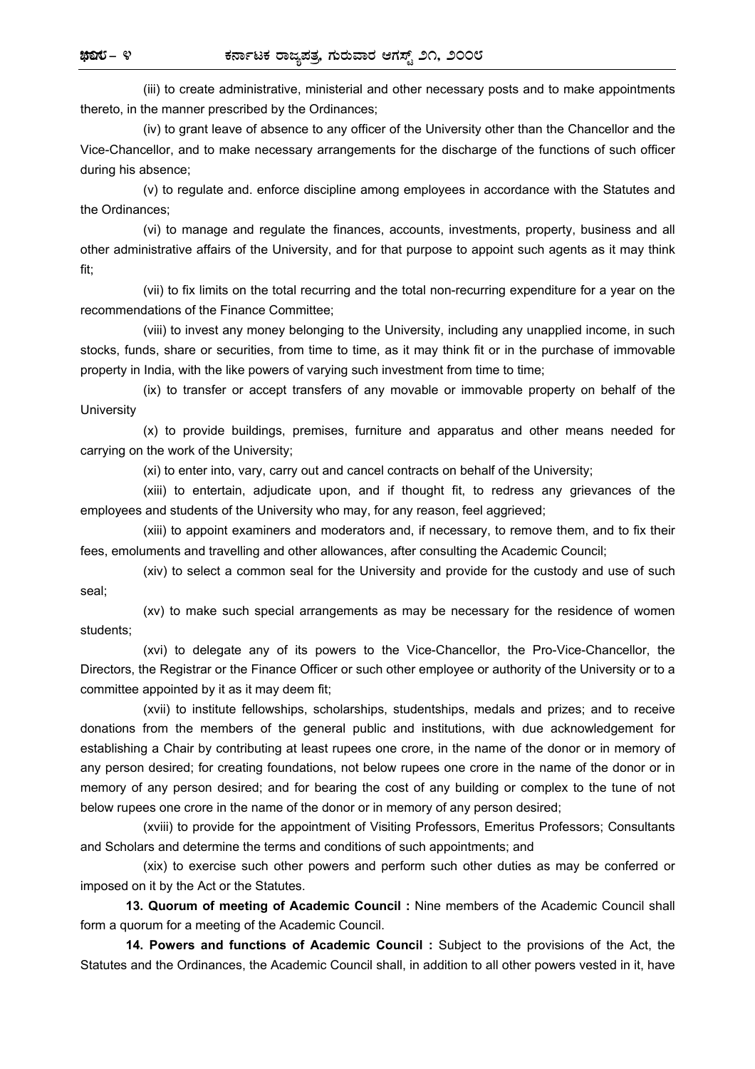(iii) to create administrative, ministerial and other necessary posts and to make appointments thereto, in the manner prescribed by the Ordinances;

(iv) to grant leave of absence to any officer of the University other than the Chancellor and the Vice-Chancellor, and to make necessary arrangements for the discharge of the functions of such officer during his absence;

(v) to regulate and. enforce discipline among employees in accordance with the Statutes and the Ordinances;

(vi) to manage and regulate the finances, accounts, investments, property, business and all other administrative affairs of the University, and for that purpose to appoint such agents as it may think fit;

(vii) to fix limits on the total recurring and the total non-recurring expenditure for a year on the recommendations of the Finance Committee;

(viii) to invest any money belonging to the University, including any unapplied income, in such stocks, funds, share or securities, from time to time, as it may think fit or in the purchase of immovable property in India, with the like powers of varying such investment from time to time;

(ix) to transfer or accept transfers of any movable or immovable property on behalf of the University

(x) to provide buildings, premises, furniture and apparatus and other means needed for carrying on the work of the University;

(xi) to enter into, vary, carry out and cancel contracts on behalf of the University;

(xiii) to entertain, adjudicate upon, and if thought fit, to redress any grievances of the employees and students of the University who may, for any reason, feel aggrieved;

(xiii) to appoint examiners and moderators and, if necessary, to remove them, and to fix their fees, emoluments and travelling and other allowances, after consulting the Academic Council;

(xiv) to select a common seal for the University and provide for the custody and use of such seal;

(xv) to make such special arrangements as may be necessary for the residence of women students;

(xvi) to delegate any of its powers to the Vice-Chancellor, the Pro-Vice-Chancellor, the Directors, the Registrar or the Finance Officer or such other employee or authority of the University or to a committee appointed by it as it may deem fit;

(xvii) to institute fellowships, scholarships, studentships, medals and prizes; and to receive donations from the members of the general public and institutions, with due acknowledgement for establishing a Chair by contributing at least rupees one crore, in the name of the donor or in memory of any person desired; for creating foundations, not below rupees one crore in the name of the donor or in memory of any person desired; and for bearing the cost of any building or complex to the tune of not below rupees one crore in the name of the donor or in memory of any person desired;

(xviii) to provide for the appointment of Visiting Professors, Emeritus Professors; Consultants and Scholars and determine the terms and conditions of such appointments; and

(xix) to exercise such other powers and perform such other duties as may be conferred or imposed on it by the Act or the Statutes.

**13. Quorum of meeting of Academic Council :** Nine members of the Academic Council shall form a quorum for a meeting of the Academic Council.

**14. Powers and functions of Academic Council :** Subject to the provisions of the Act, the Statutes and the Ordinances, the Academic Council shall, in addition to all other powers vested in it, have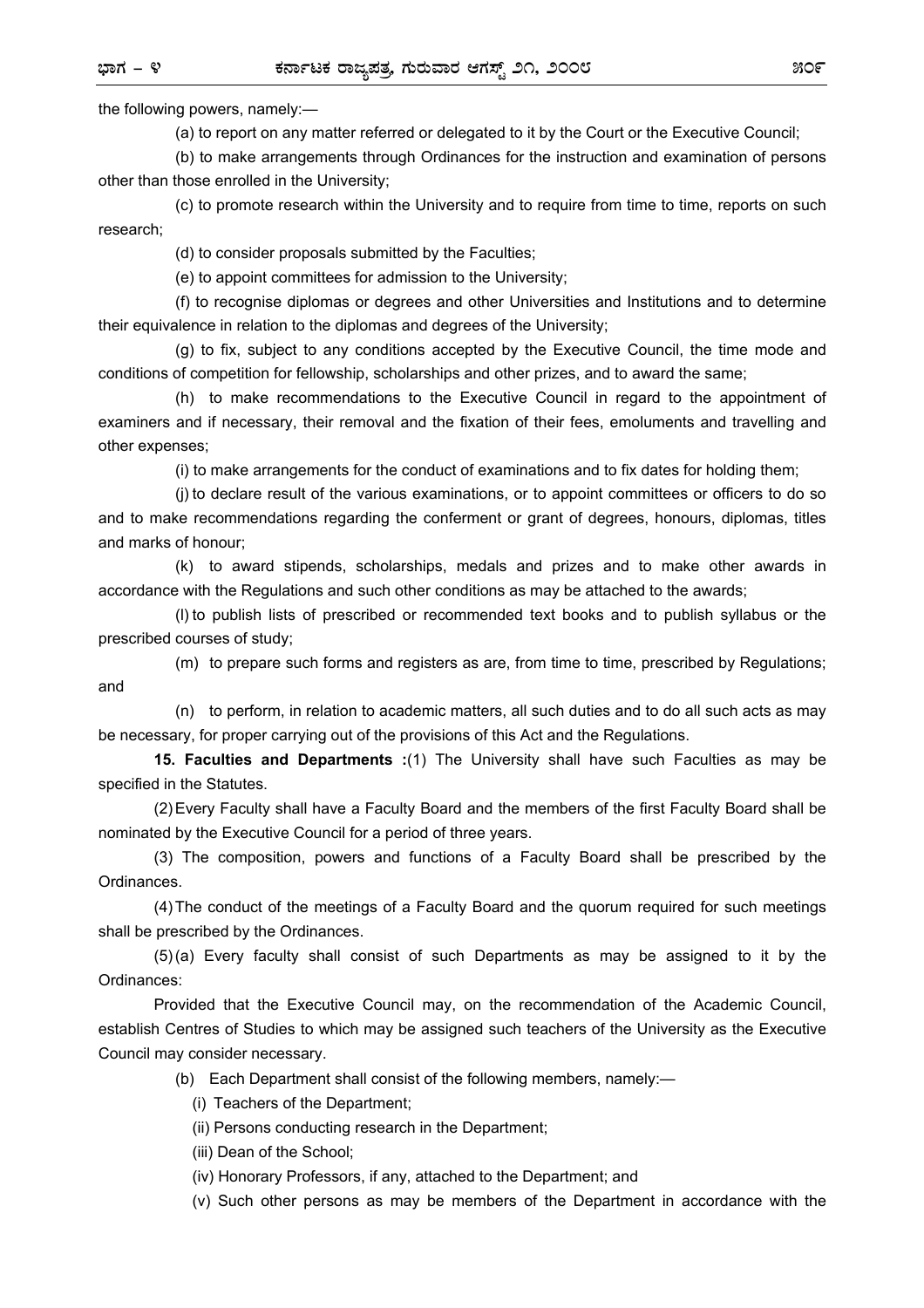the following powers, namely:—

(a) to report on any matter referred or delegated to it by the Court or the Executive Council;

(b) to make arrangements through Ordinances for the instruction and examination of persons other than those enrolled in the University;

(c) to promote research within the University and to require from time to time, reports on such research;

(d) to consider proposals submitted by the Faculties;

(e) to appoint committees for admission to the University;

(f) to recognise diplomas or degrees and other Universities and Institutions and to determine their equivalence in relation to the diplomas and degrees of the University;

(g) to fix, subject to any conditions accepted by the Executive Council, the time mode and conditions of competition for fellowship, scholarships and other prizes, and to award the same;

(h) to make recommendations to the Executive Council in regard to the appointment of examiners and if necessary, their removal and the fixation of their fees, emoluments and travelling and other expenses;

(i) to make arrangements for the conduct of examinations and to fix dates for holding them;

(j) to declare result of the various examinations, or to appoint committees or officers to do so and to make recommendations regarding the conferment or grant of degrees, honours, diplomas, titles and marks of honour;

(k) to award stipends, scholarships, medals and prizes and to make other awards in accordance with the Regulations and such other conditions as may be attached to the awards;

(l) to publish lists of prescribed or recommended text books and to publish syllabus or the prescribed courses of study;

(m) to prepare such forms and registers as are, from time to time, prescribed by Regulations; and

(n) to perform, in relation to academic matters, all such duties and to do all such acts as may be necessary, for proper carrying out of the provisions of this Act and the Regulations.

**15. Faculties and Departments :**(1) The University shall have such Faculties as may be specified in the Statutes.

(2) Every Faculty shall have a Faculty Board and the members of the first Faculty Board shall be nominated by the Executive Council for a period of three years.

(3) The composition, powers and functions of a Faculty Board shall be prescribed by the Ordinances.

(4) The conduct of the meetings of a Faculty Board and the quorum required for such meetings shall be prescribed by the Ordinances.

(5) (a) Every faculty shall consist of such Departments as may be assigned to it by the Ordinances:

Provided that the Executive Council may, on the recommendation of the Academic Council, establish Centres of Studies to which may be assigned such teachers of the University as the Executive Council may consider necessary.

(b) Each Department shall consist of the following members, namely:—

(i) Teachers of the Department;

(ii) Persons conducting research in the Department;

(iii) Dean of the School;

(iv) Honorary Professors, if any, attached to the Department; and

(v) Such other persons as may be members of the Department in accordance with the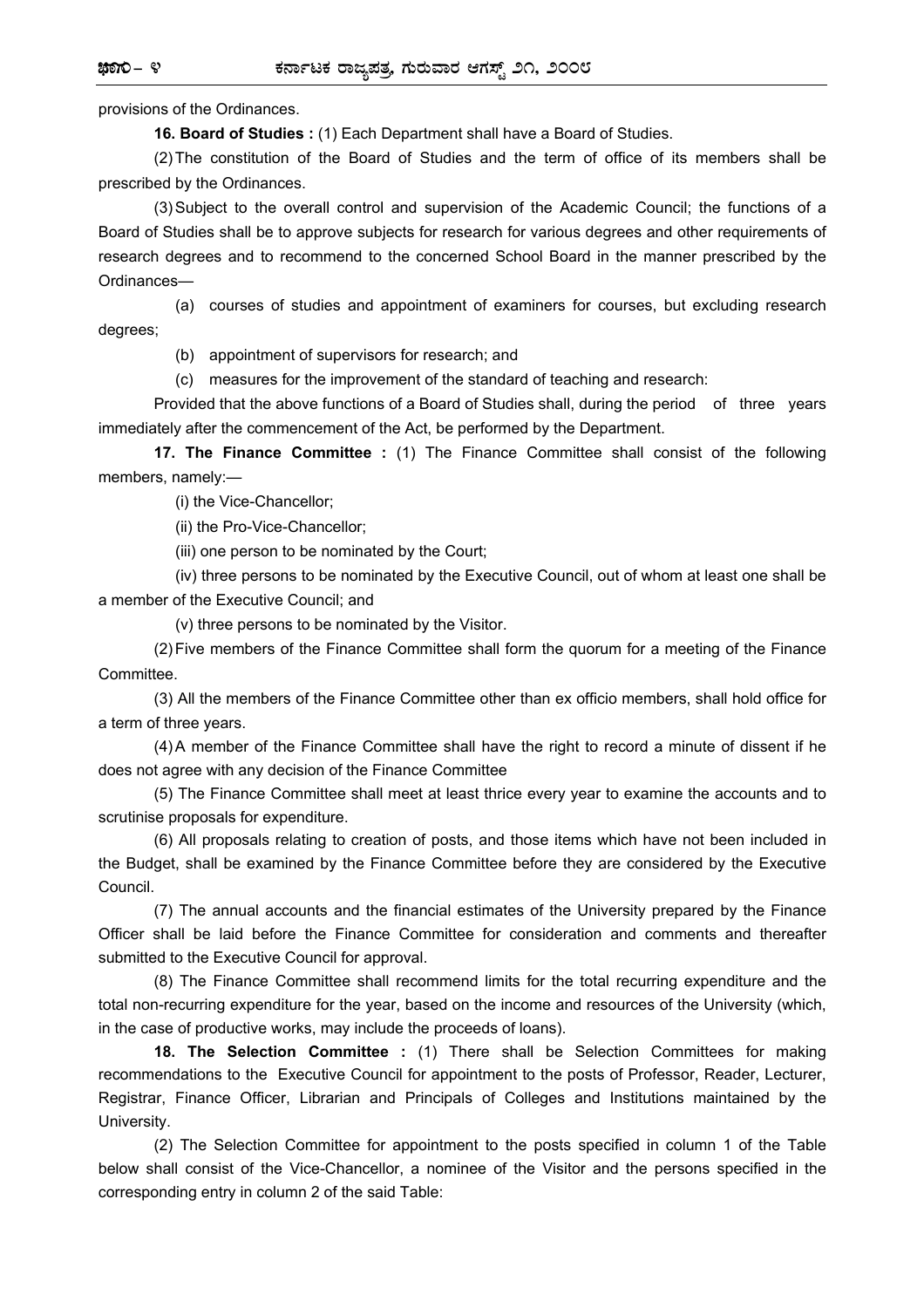provisions of the Ordinances.

**16. Board of Studies :** (1) Each Department shall have a Board of Studies.

(2) The constitution of the Board of Studies and the term of office of its members shall be prescribed by the Ordinances.

(3) Subject to the overall control and supervision of the Academic Council; the functions of a Board of Studies shall be to approve subjects for research for various degrees and other requirements of research degrees and to recommend to the concerned School Board in the manner prescribed by the Ordinances—

(a) courses of studies and appointment of examiners for courses, but excluding research degrees;

(b) appointment of supervisors for research; and

(c) measures for the improvement of the standard of teaching and research:

Provided that the above functions of a Board of Studies shall, during the period of three years immediately after the commencement of the Act, be performed by the Department.

**17. The Finance Committee :** (1) The Finance Committee shall consist of the following members, namely:—

(i) the Vice-Chancellor;

(ii) the Pro-Vice-Chancellor;

(iii) one person to be nominated by the Court;

(iv) three persons to be nominated by the Executive Council, out of whom at least one shall be a member of the Executive Council; and

(v) three persons to be nominated by the Visitor.

(2) Five members of the Finance Committee shall form the quorum for a meeting of the Finance Committee.

(3) All the members of the Finance Committee other than ex officio members, shall hold office for a term of three years.

(4) A member of the Finance Committee shall have the right to record a minute of dissent if he does not agree with any decision of the Finance Committee

(5) The Finance Committee shall meet at least thrice every year to examine the accounts and to scrutinise proposals for expenditure.

(6) All proposals relating to creation of posts, and those items which have not been included in the Budget, shall be examined by the Finance Committee before they are considered by the Executive Council.

(7) The annual accounts and the financial estimates of the University prepared by the Finance Officer shall be laid before the Finance Committee for consideration and comments and thereafter submitted to the Executive Council for approval.

(8) The Finance Committee shall recommend limits for the total recurring expenditure and the total non-recurring expenditure for the year, based on the income and resources of the University (which, in the case of productive works, may include the proceeds of loans).

**18. The Selection Committee :** (1) There shall be Selection Committees for making recommendations to the Executive Council for appointment to the posts of Professor, Reader, Lecturer, Registrar, Finance Officer, Librarian and Principals of Colleges and Institutions maintained by the University.

(2) The Selection Committee for appointment to the posts specified in column 1 of the Table below shall consist of the Vice-Chancellor, a nominee of the Visitor and the persons specified in the corresponding entry in column 2 of the said Table: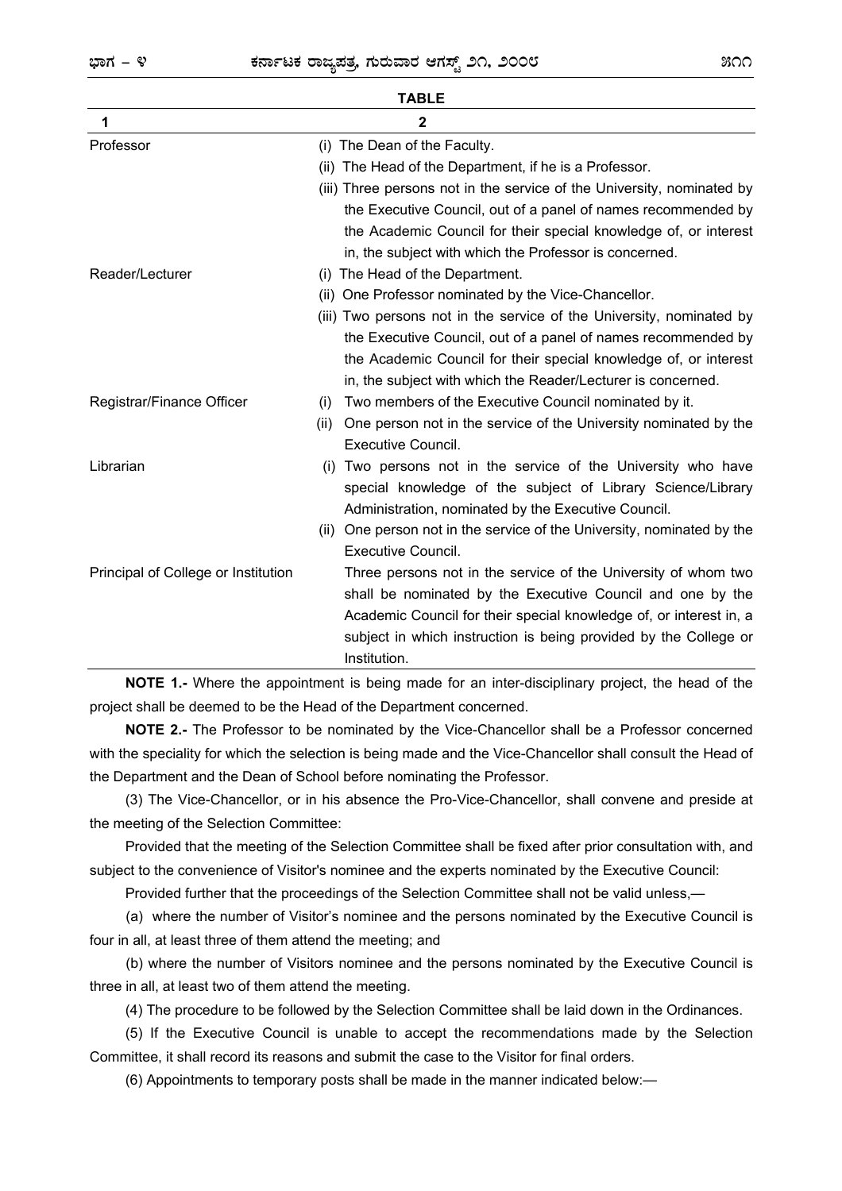**TABLE**

| 1 | 2 |
|---|---|
| Professor | (i) The Dean of the Faculty.<br>(ii) The Head of the Department, if he is a Professor.<br>(iii) Three persons not in the service of the University, nominated by the Executive Council, out of a panel of names recommended by the Academic Council for their special knowledge of, or interest in, the subject with which the Professor is concerned. |
| Reader/Lecturer | (i) The Head of the Department.<br>(ii) One Professor nominated by the Vice-Chancellor.<br>(iii) Two persons not in the service of the University, nominated by the Executive Council, out of a panel of names recommended by the Academic Council for their special knowledge of, or interest in, the subject with which the Reader/Lecturer is concerned. |
| Registrar/Finance Officer | (i) Two members of the Executive Council nominated by it.<br>(ii) One person not in the service of the University nominated by the Executive Council. |
| Librarian | (i) Two persons not in the service of the University who have special knowledge of the subject of Library Science/Library Administration, nominated by the Executive Council.<br>(ii) One person not in the service of the University, nominated by the Executive Council. |
| Principal of College or Institution | Three persons not in the service of the University of whom two shall be nominated by the Executive Council and one by the Academic Council for their special knowledge of, or interest in, a subject in which instruction is being provided by the College or Institution. |

**NOTE 1.-** Where the appointment is being made for an inter-disciplinary project, the head of the project shall be deemed to be the Head of the Department concerned.

**NOTE 2.-** The Professor to be nominated by the Vice-Chancellor shall be a Professor concerned with the speciality for which the selection is being made and the Vice-Chancellor shall consult the Head of the Department and the Dean of School before nominating the Professor.

(3) The Vice-Chancellor, or in his absence the Pro-Vice-Chancellor, shall convene and preside at the meeting of the Selection Committee:

Provided that the meeting of the Selection Committee shall be fixed after prior consultation with, and subject to the convenience of Visitor's nominee and the experts nominated by the Executive Council:

Provided further that the proceedings of the Selection Committee shall not be valid unless,—

(a) where the number of Visitor's nominee and the persons nominated by the Executive Council is four in all, at least three of them attend the meeting; and

(b) where the number of Visitors nominee and the persons nominated by the Executive Council is three in all, at least two of them attend the meeting.

(4) The procedure to be followed by the Selection Committee shall be laid down in the Ordinances.

(5) If the Executive Council is unable to accept the recommendations made by the Selection Committee, it shall record its reasons and submit the case to the Visitor for final orders.

(6) Appointments to temporary posts shall be made in the manner indicated below:—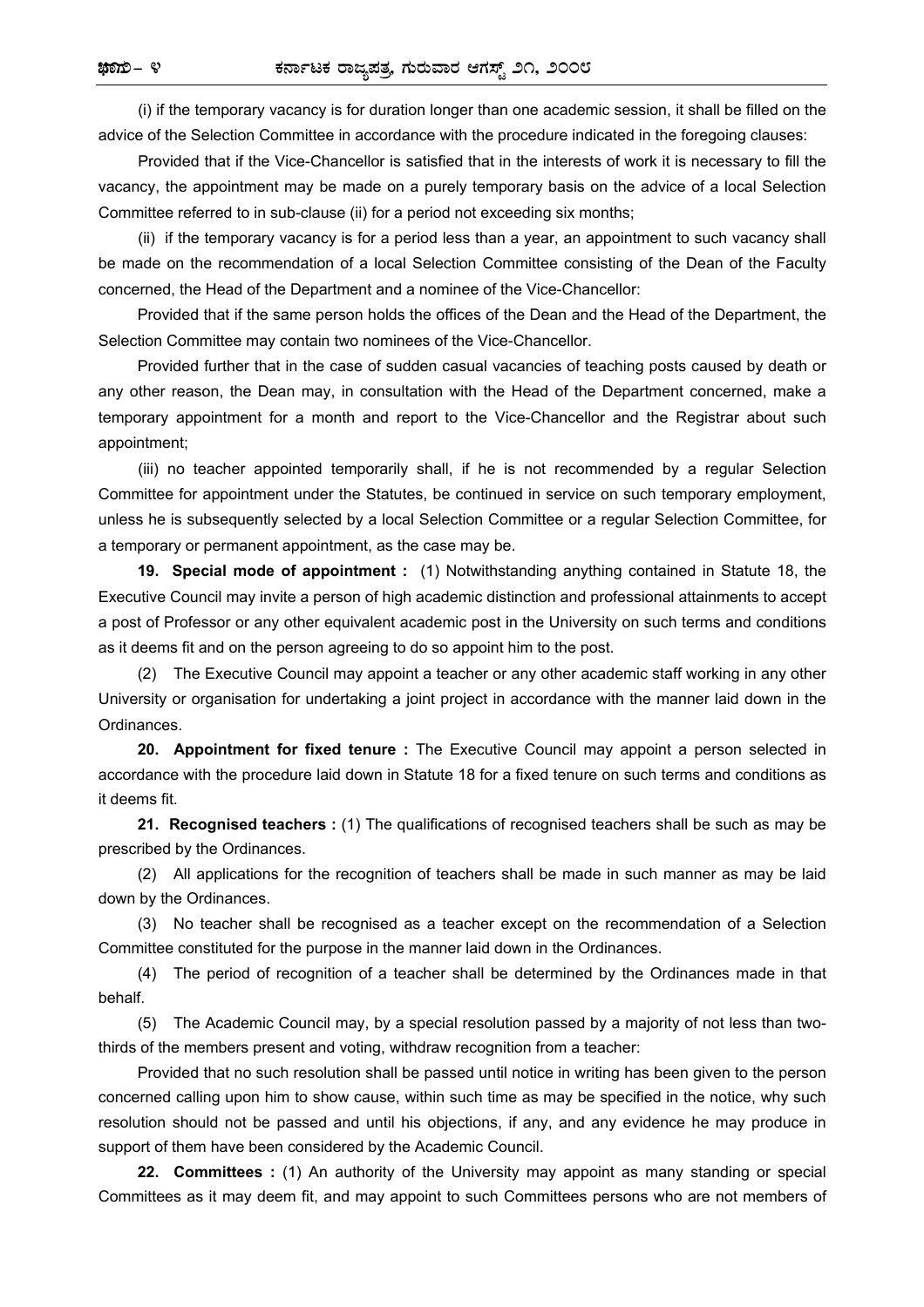(i) if the temporary vacancy is for duration longer than one academic session, it shall be filled on the advice of the Selection Committee in accordance with the procedure indicated in the foregoing clauses:

Provided that if the Vice-Chancellor is satisfied that in the interests of work it is necessary to fill the vacancy, the appointment may be made on a purely temporary basis on the advice of a local Selection Committee referred to in sub-clause (ii) for a period not exceeding six months;

(ii) if the temporary vacancy is for a period less than a year, an appointment to such vacancy shall be made on the recommendation of a local Selection Committee consisting of the Dean of the Faculty concerned, the Head of the Department and a nominee of the Vice-Chancellor:

Provided that if the same person holds the offices of the Dean and the Head of the Department, the Selection Committee may contain two nominees of the Vice-Chancellor.

Provided further that in the case of sudden casual vacancies of teaching posts caused by death or any other reason, the Dean may, in consultation with the Head of the Department concerned, make a temporary appointment for a month and report to the Vice-Chancellor and the Registrar about such appointment;

(iii) no teacher appointed temporarily shall, if he is not recommended by a regular Selection Committee for appointment under the Statutes, be continued in service on such temporary employment, unless he is subsequently selected by a local Selection Committee or a regular Selection Committee, for a temporary or permanent appointment, as the case may be.

**19. Special mode of appointment :** (1) Notwithstanding anything contained in Statute 18, the Executive Council may invite a person of high academic distinction and professional attainments to accept a post of Professor or any other equivalent academic post in the University on such terms and conditions as it deems fit and on the person agreeing to do so appoint him to the post.

(2) The Executive Council may appoint a teacher or any other academic staff working in any other University or organisation for undertaking a joint project in accordance with the manner laid down in the Ordinances.

**20. Appointment for fixed tenure :** The Executive Council may appoint a person selected in accordance with the procedure laid down in Statute 18 for a fixed tenure on such terms and conditions as it deems fit.

**21. Recognised teachers :** (1) The qualifications of recognised teachers shall be such as may be prescribed by the Ordinances.

(2) All applications for the recognition of teachers shall be made in such manner as may be laid down by the Ordinances.

(3) No teacher shall be recognised as a teacher except on the recommendation of a Selection Committee constituted for the purpose in the manner laid down in the Ordinances.

(4) The period of recognition of a teacher shall be determined by the Ordinances made in that behalf.

(5) The Academic Council may, by a special resolution passed by a majority of not less than two-thirds of the members present and voting, withdraw recognition from a teacher:

Provided that no such resolution shall be passed until notice in writing has been given to the person concerned calling upon him to show cause, within such time as may be specified in the notice, why such resolution should not be passed and until his objections, if any, and any evidence he may produce in support of them have been considered by the Academic Council.

**22. Committees :** (1) An authority of the University may appoint as many standing or special Committees as it may deem fit, and may appoint to such Committees persons who are not members of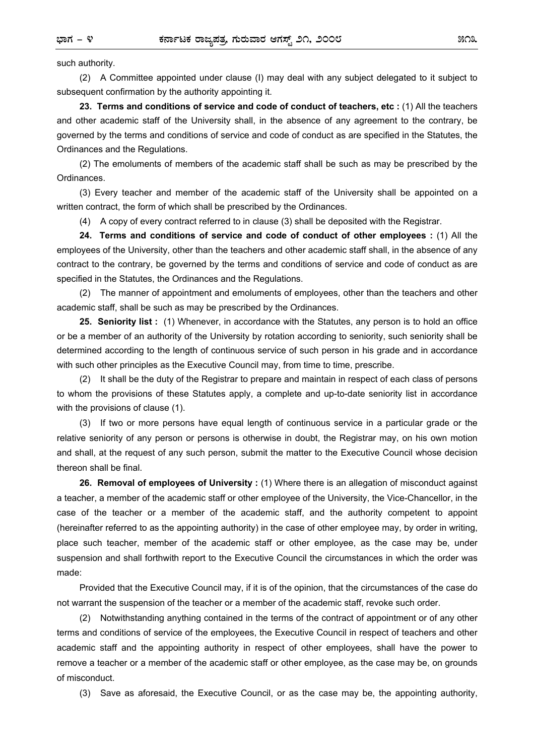such authority.

(2) A Committee appointed under clause (I) may deal with any subject delegated to it subject to subsequent confirmation by the authority appointing it.

**23. Terms and conditions of service and code of conduct of teachers, etc :** (1) All the teachers and other academic staff of the University shall, in the absence of any agreement to the contrary, be governed by the terms and conditions of service and code of conduct as are specified in the Statutes, the Ordinances and the Regulations.

(2) The emoluments of members of the academic staff shall be such as may be prescribed by the Ordinances.

(3) Every teacher and member of the academic staff of the University shall be appointed on a written contract, the form of which shall be prescribed by the Ordinances.

(4) A copy of every contract referred to in clause (3) shall be deposited with the Registrar.

**24. Terms and conditions of service and code of conduct of other employees :** (1) All the employees of the University, other than the teachers and other academic staff shall, in the absence of any contract to the contrary, be governed by the terms and conditions of service and code of conduct as are specified in the Statutes, the Ordinances and the Regulations.

(2) The manner of appointment and emoluments of employees, other than the teachers and other academic staff, shall be such as may be prescribed by the Ordinances.

**25. Seniority list :** (1) Whenever, in accordance with the Statutes, any person is to hold an office or be a member of an authority of the University by rotation according to seniority, such seniority shall be determined according to the length of continuous service of such person in his grade and in accordance with such other principles as the Executive Council may, from time to time, prescribe.

(2) It shall be the duty of the Registrar to prepare and maintain in respect of each class of persons to whom the provisions of these Statutes apply, a complete and up-to-date seniority list in accordance with the provisions of clause (1).

(3) If two or more persons have equal length of continuous service in a particular grade or the relative seniority of any person or persons is otherwise in doubt, the Registrar may, on his own motion and shall, at the request of any such person, submit the matter to the Executive Council whose decision thereon shall be final.

**26. Removal of employees of University :** (1) Where there is an allegation of misconduct against a teacher, a member of the academic staff or other employee of the University, the Vice-Chancellor, in the case of the teacher or a member of the academic staff, and the authority competent to appoint (hereinafter referred to as the appointing authority) in the case of other employee may, by order in writing, place such teacher, member of the academic staff or other employee, as the case may be, under suspension and shall forthwith report to the Executive Council the circumstances in which the order was made:

Provided that the Executive Council may, if it is of the opinion, that the circumstances of the case do not warrant the suspension of the teacher or a member of the academic staff, revoke such order.

(2) Notwithstanding anything contained in the terms of the contract of appointment or of any other terms and conditions of service of the employees, the Executive Council in respect of teachers and other academic staff and the appointing authority in respect of other employees, shall have the power to remove a teacher or a member of the academic staff or other employee, as the case may be, on grounds of misconduct.

(3) Save as aforesaid, the Executive Council, or as the case may be, the appointing authority,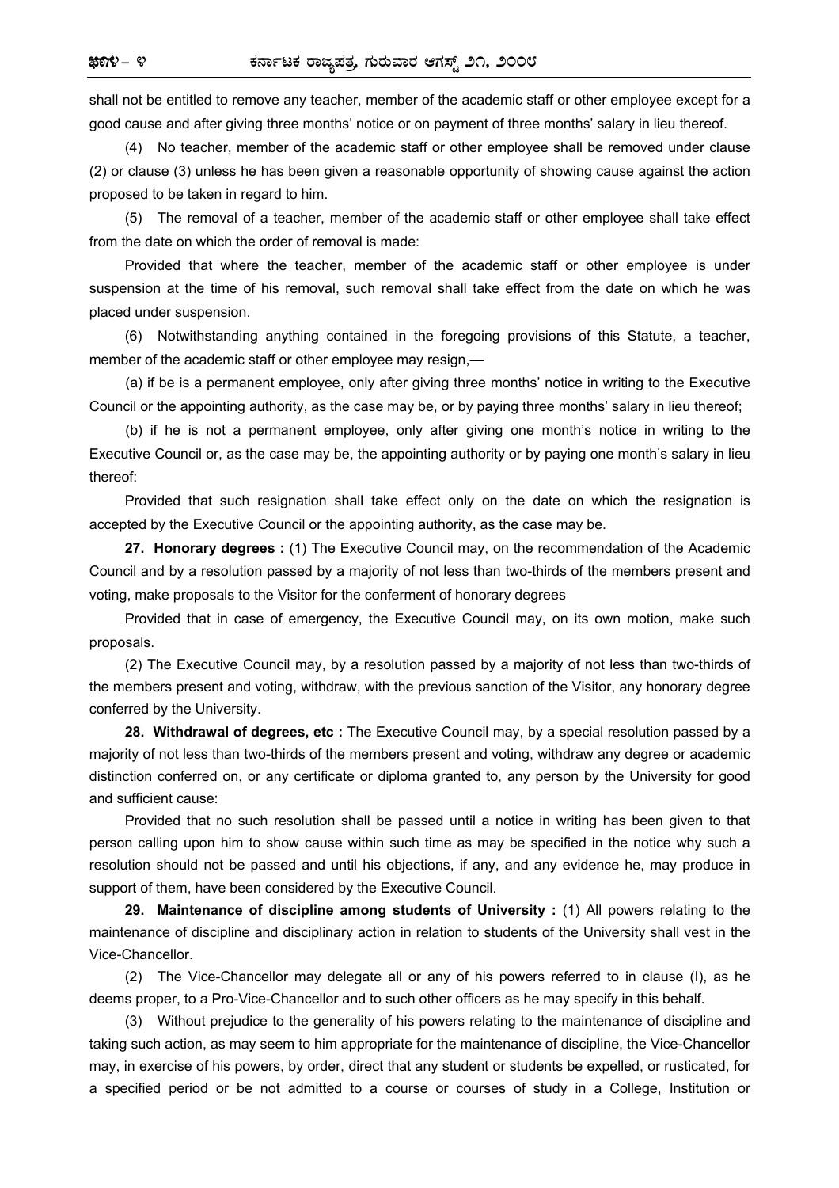shall not be entitled to remove any teacher, member of the academic staff or other employee except for a good cause and after giving three months' notice or on payment of three months' salary in lieu thereof.

(4) No teacher, member of the academic staff or other employee shall be removed under clause (2) or clause (3) unless he has been given a reasonable opportunity of showing cause against the action proposed to be taken in regard to him.

(5) The removal of a teacher, member of the academic staff or other employee shall take effect from the date on which the order of removal is made:

Provided that where the teacher, member of the academic staff or other employee is under suspension at the time of his removal, such removal shall take effect from the date on which he was placed under suspension.

(6) Notwithstanding anything contained in the foregoing provisions of this Statute, a teacher, member of the academic staff or other employee may resign,—

(a) if be is a permanent employee, only after giving three months' notice in writing to the Executive Council or the appointing authority, as the case may be, or by paying three months' salary in lieu thereof;

(b) if he is not a permanent employee, only after giving one month's notice in writing to the Executive Council or, as the case may be, the appointing authority or by paying one month's salary in lieu thereof:

Provided that such resignation shall take effect only on the date on which the resignation is accepted by the Executive Council or the appointing authority, as the case may be.

**27. Honorary degrees :** (1) The Executive Council may, on the recommendation of the Academic Council and by a resolution passed by a majority of not less than two-thirds of the members present and voting, make proposals to the Visitor for the conferment of honorary degrees

Provided that in case of emergency, the Executive Council may, on its own motion, make such proposals.

(2) The Executive Council may, by a resolution passed by a majority of not less than two-thirds of the members present and voting, withdraw, with the previous sanction of the Visitor, any honorary degree conferred by the University.

**28. Withdrawal of degrees, etc :** The Executive Council may, by a special resolution passed by a majority of not less than two-thirds of the members present and voting, withdraw any degree or academic distinction conferred on, or any certificate or diploma granted to, any person by the University for good and sufficient cause:

Provided that no such resolution shall be passed until a notice in writing has been given to that person calling upon him to show cause within such time as may be specified in the notice why such a resolution should not be passed and until his objections, if any, and any evidence he, may produce in support of them, have been considered by the Executive Council.

**29. Maintenance of discipline among students of University :** (1) All powers relating to the maintenance of discipline and disciplinary action in relation to students of the University shall vest in the Vice-Chancellor.

(2) The Vice-Chancellor may delegate all or any of his powers referred to in clause (I), as he deems proper, to a Pro-Vice-Chancellor and to such other officers as he may specify in this behalf.

(3) Without prejudice to the generality of his powers relating to the maintenance of discipline and taking such action, as may seem to him appropriate for the maintenance of discipline, the Vice-Chancellor may, in exercise of his powers, by order, direct that any student or students be expelled, or rusticated, for a specified period or be not admitted to a course or courses of study in a College, Institution or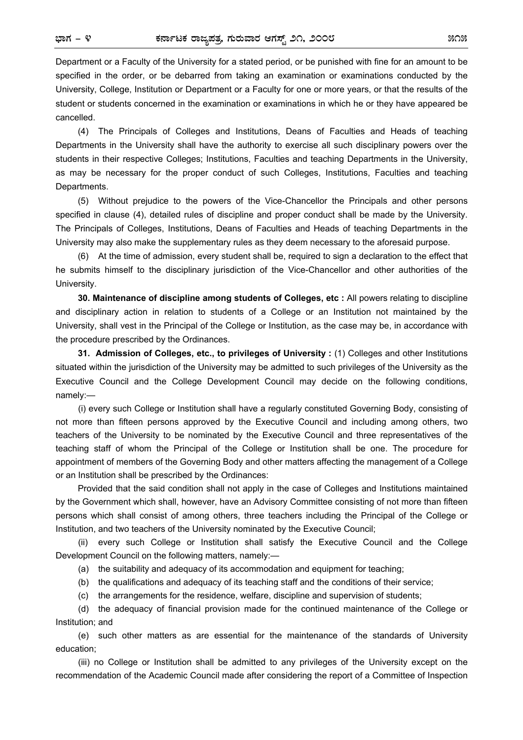Department or a Faculty of the University for a stated period, or be punished with fine for an amount to be specified in the order, or be debarred from taking an examination or examinations conducted by the University, College, Institution or Department or a Faculty for one or more years, or that the results of the student or students concerned in the examination or examinations in which he or they have appeared be cancelled.

(4) The Principals of Colleges and Institutions, Deans of Faculties and Heads of teaching Departments in the University shall have the authority to exercise all such disciplinary powers over the students in their respective Colleges; Institutions, Faculties and teaching Departments in the University, as may be necessary for the proper conduct of such Colleges, Institutions, Faculties and teaching Departments.

(5) Without prejudice to the powers of the Vice-Chancellor the Principals and other persons specified in clause (4), detailed rules of discipline and proper conduct shall be made by the University. The Principals of Colleges, Institutions, Deans of Faculties and Heads of teaching Departments in the University may also make the supplementary rules as they deem necessary to the aforesaid purpose.

(6) At the time of admission, every student shall be, required to sign a declaration to the effect that he submits himself to the disciplinary jurisdiction of the Vice-Chancellor and other authorities of the University.

**30. Maintenance of discipline among students of Colleges, etc :** All powers relating to discipline and disciplinary action in relation to students of a College or an Institution not maintained by the University, shall vest in the Principal of the College or Institution, as the case may be, in accordance with the procedure prescribed by the Ordinances.

**31. Admission of Colleges, etc., to privileges of University :** (1) Colleges and other Institutions situated within the jurisdiction of the University may be admitted to such privileges of the University as the Executive Council and the College Development Council may decide on the following conditions, namely:—

(i) every such College or Institution shall have a regularly constituted Governing Body, consisting of not more than fifteen persons approved by the Executive Council and including among others, two teachers of the University to be nominated by the Executive Council and three representatives of the teaching staff of whom the Principal of the College or Institution shall be one. The procedure for appointment of members of the Governing Body and other matters affecting the management of a College or an Institution shall be prescribed by the Ordinances:

Provided that the said condition shall not apply in the case of Colleges and Institutions maintained by the Government which shall, however, have an Advisory Committee consisting of not more than fifteen persons which shall consist of among others, three teachers including the Principal of the College or Institution, and two teachers of the University nominated by the Executive Council;

(ii) every such College or Institution shall satisfy the Executive Council and the College Development Council on the following matters, namely:—

(a) the suitability and adequacy of its accommodation and equipment for teaching;

(b) the qualifications and adequacy of its teaching staff and the conditions of their service;

(c) the arrangements for the residence, welfare, discipline and supervision of students;

(d) the adequacy of financial provision made for the continued maintenance of the College or Institution; and

(e) such other matters as are essential for the maintenance of the standards of University education;

(iii) no College or Institution shall be admitted to any privileges of the University except on the recommendation of the Academic Council made after considering the report of a Committee of Inspection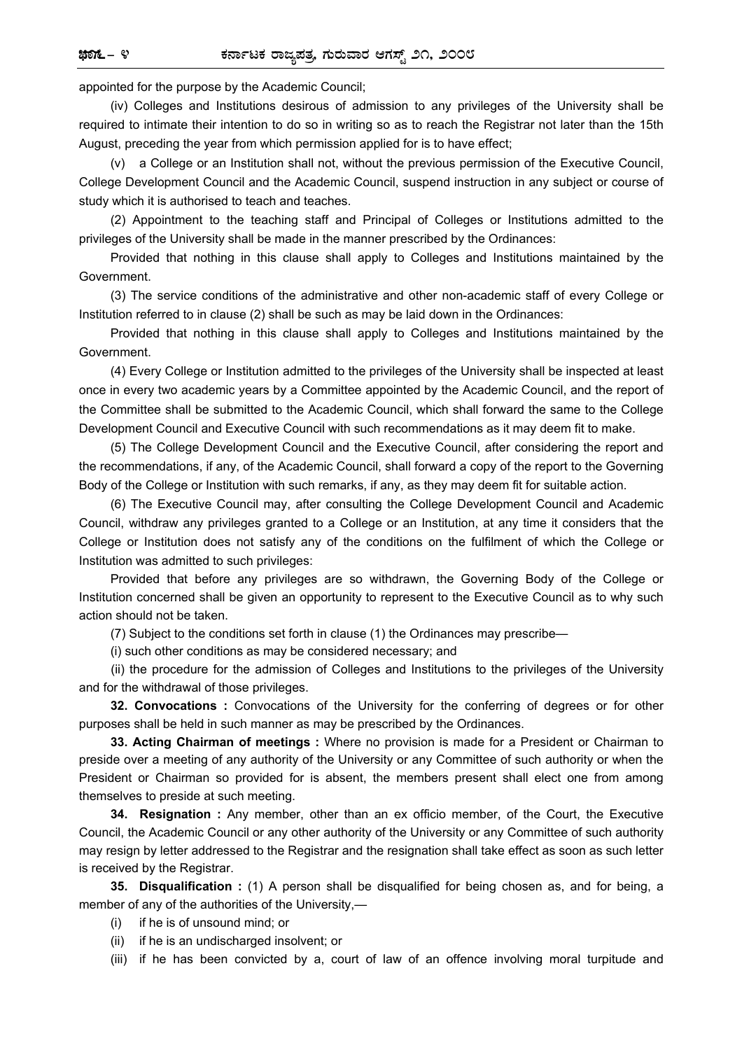appointed for the purpose by the Academic Council;

(iv) Colleges and Institutions desirous of admission to any privileges of the University shall be required to intimate their intention to do so in writing so as to reach the Registrar not later than the 15th August, preceding the year from which permission applied for is to have effect;

(v) a College or an Institution shall not, without the previous permission of the Executive Council, College Development Council and the Academic Council, suspend instruction in any subject or course of study which it is authorised to teach and teaches.

(2) Appointment to the teaching staff and Principal of Colleges or Institutions admitted to the privileges of the University shall be made in the manner prescribed by the Ordinances:

Provided that nothing in this clause shall apply to Colleges and Institutions maintained by the Government.

(3) The service conditions of the administrative and other non-academic staff of every College or Institution referred to in clause (2) shall be such as may be laid down in the Ordinances:

Provided that nothing in this clause shall apply to Colleges and Institutions maintained by the Government.

(4) Every College or Institution admitted to the privileges of the University shall be inspected at least once in every two academic years by a Committee appointed by the Academic Council, and the report of the Committee shall be submitted to the Academic Council, which shall forward the same to the College Development Council and Executive Council with such recommendations as it may deem fit to make.

(5) The College Development Council and the Executive Council, after considering the report and the recommendations, if any, of the Academic Council, shall forward a copy of the report to the Governing Body of the College or Institution with such remarks, if any, as they may deem fit for suitable action.

(6) The Executive Council may, after consulting the College Development Council and Academic Council, withdraw any privileges granted to a College or an Institution, at any time it considers that the College or Institution does not satisfy any of the conditions on the fulfilment of which the College or Institution was admitted to such privileges:

Provided that before any privileges are so withdrawn, the Governing Body of the College or Institution concerned shall be given an opportunity to represent to the Executive Council as to why such action should not be taken.

(7) Subject to the conditions set forth in clause (1) the Ordinances may prescribe—

(i) such other conditions as may be considered necessary; and

(ii) the procedure for the admission of Colleges and Institutions to the privileges of the University and for the withdrawal of those privileges.

**32. Convocations :** Convocations of the University for the conferring of degrees or for other purposes shall be held in such manner as may be prescribed by the Ordinances.

**33. Acting Chairman of meetings :** Where no provision is made for a President or Chairman to preside over a meeting of any authority of the University or any Committee of such authority or when the President or Chairman so provided for is absent, the members present shall elect one from among themselves to preside at such meeting.

**34. Resignation :** Any member, other than an ex officio member, of the Court, the Executive Council, the Academic Council or any other authority of the University or any Committee of such authority may resign by letter addressed to the Registrar and the resignation shall take effect as soon as such letter is received by the Registrar.

**35. Disqualification :** (1) A person shall be disqualified for being chosen as, and for being, a member of any of the authorities of the University,—

(i) if he is of unsound mind; or

(ii) if he is an undischarged insolvent; or

(iii) if he has been convicted by a, court of law of an offence involving moral turpitude and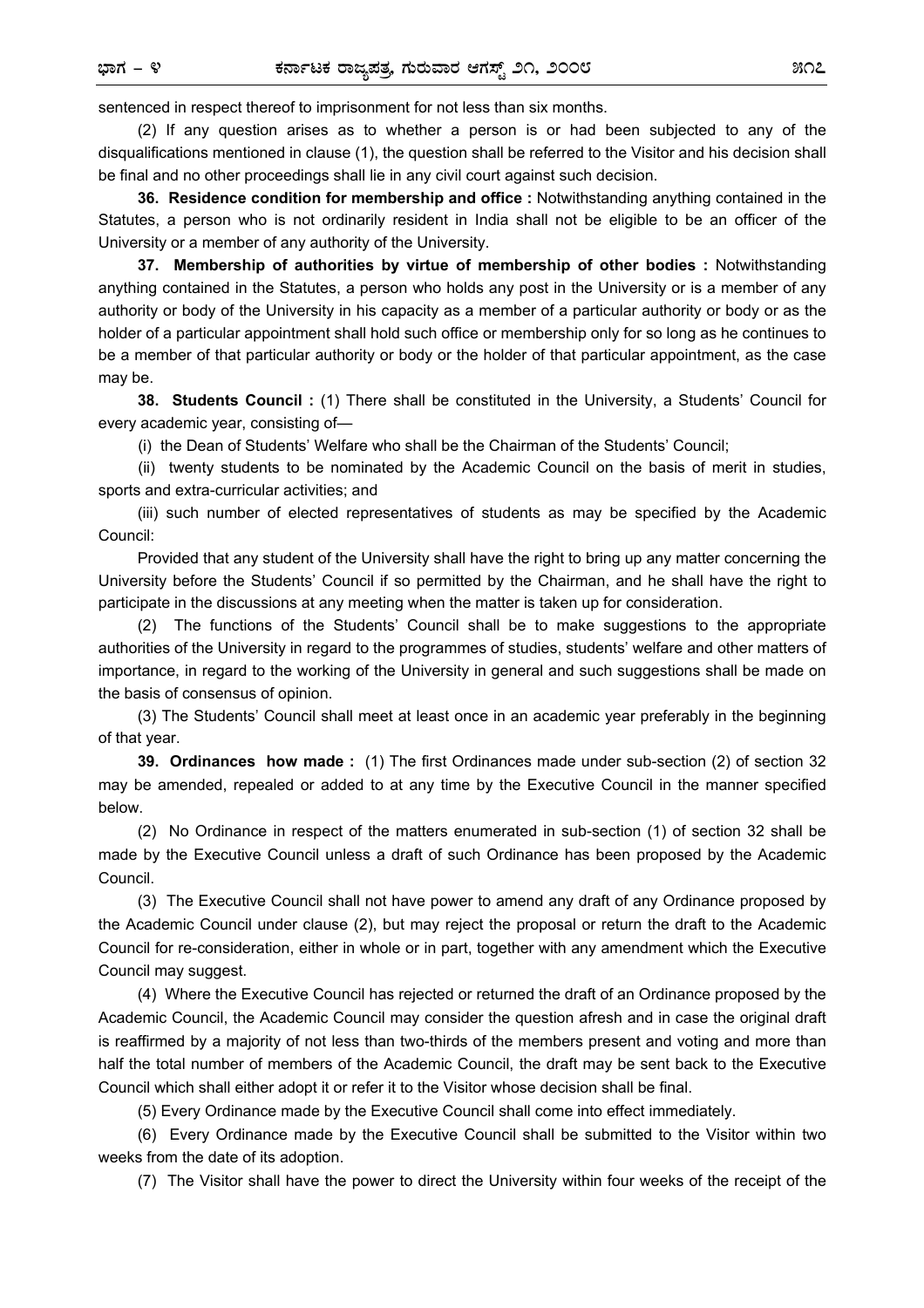sentenced in respect thereof to imprisonment for not less than six months.

(2) If any question arises as to whether a person is or had been subjected to any of the disqualifications mentioned in clause (1), the question shall be referred to the Visitor and his decision shall be final and no other proceedings shall lie in any civil court against such decision.

**36. Residence condition for membership and office :** Notwithstanding anything contained in the Statutes, a person who is not ordinarily resident in India shall not be eligible to be an officer of the University or a member of any authority of the University.

**37. Membership of authorities by virtue of membership of other bodies :** Notwithstanding anything contained in the Statutes, a person who holds any post in the University or is a member of any authority or body of the University in his capacity as a member of a particular authority or body or as the holder of a particular appointment shall hold such office or membership only for so long as he continues to be a member of that particular authority or body or the holder of that particular appointment, as the case may be.

**38. Students Council :** (1) There shall be constituted in the University, a Students' Council for every academic year, consisting of—

(i) the Dean of Students' Welfare who shall be the Chairman of the Students' Council;

(ii) twenty students to be nominated by the Academic Council on the basis of merit in studies, sports and extra-curricular activities; and

(iii) such number of elected representatives of students as may be specified by the Academic Council:

Provided that any student of the University shall have the right to bring up any matter concerning the University before the Students' Council if so permitted by the Chairman, and he shall have the right to participate in the discussions at any meeting when the matter is taken up for consideration.

(2) The functions of the Students' Council shall be to make suggestions to the appropriate authorities of the University in regard to the programmes of studies, students' welfare and other matters of importance, in regard to the working of the University in general and such suggestions shall be made on the basis of consensus of opinion.

(3) The Students' Council shall meet at least once in an academic year preferably in the beginning of that year.

**39. Ordinances how made :** (1) The first Ordinances made under sub-section (2) of section 32 may be amended, repealed or added to at any time by the Executive Council in the manner specified below.

(2) No Ordinance in respect of the matters enumerated in sub-section (1) of section 32 shall be made by the Executive Council unless a draft of such Ordinance has been proposed by the Academic Council.

(3) The Executive Council shall not have power to amend any draft of any Ordinance proposed by the Academic Council under clause (2), but may reject the proposal or return the draft to the Academic Council for re-consideration, either in whole or in part, together with any amendment which the Executive Council may suggest.

(4) Where the Executive Council has rejected or returned the draft of an Ordinance proposed by the Academic Council, the Academic Council may consider the question afresh and in case the original draft is reaffirmed by a majority of not less than two-thirds of the members present and voting and more than half the total number of members of the Academic Council, the draft may be sent back to the Executive Council which shall either adopt it or refer it to the Visitor whose decision shall be final.

(5) Every Ordinance made by the Executive Council shall come into effect immediately.

(6) Every Ordinance made by the Executive Council shall be submitted to the Visitor within two weeks from the date of its adoption.

(7) The Visitor shall have the power to direct the University within four weeks of the receipt of the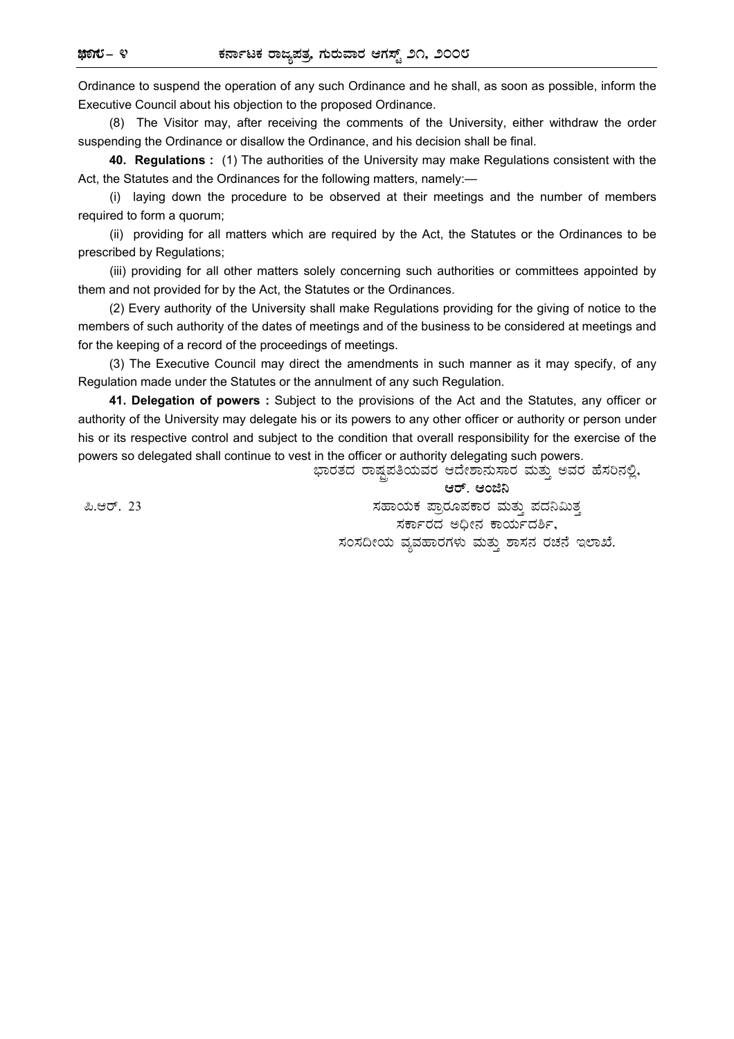Ordinance to suspend the operation of any such Ordinance and he shall, as soon as possible, inform the Executive Council about his objection to the proposed Ordinance.

(8) The Visitor may, after receiving the comments of the University, either withdraw the order suspending the Ordinance or disallow the Ordinance, and his decision shall be final.

**40. Regulations :** (1) The authorities of the University may make Regulations consistent with the Act, the Statutes and the Ordinances for the following matters, namely:—

(i) laying down the procedure to be observed at their meetings and the number of members required to form a quorum;

(ii) providing for all matters which are required by the Act, the Statutes or the Ordinances to be prescribed by Regulations;

(iii) providing for all other matters solely concerning such authorities or committees appointed by them and not provided for by the Act, the Statutes or the Ordinances.

(2) Every authority of the University shall make Regulations providing for the giving of notice to the members of such authority of the dates of meetings and of the business to be considered at meetings and for the keeping of a record of the proceedings of meetings.

(3) The Executive Council may direct the amendments in such manner as it may specify, of any Regulation made under the Statutes or the annulment of any such Regulation.

**41. Delegation of powers :** Subject to the provisions of the Act and the Statutes, any officer or authority of the University may delegate his or its powers to any other officer or authority or person under his or its respective control and subject to the condition that overall responsibility for the exercise of the powers so delegated shall continue to vest in the officer or authority delegating such powers.

ಭಾರತದ ರಾಷ್ಟ್ರಪತಿಯವರ ಆದೇಶಾನುಸಾರ ಮತ್ತು ಅವರ ಹೆಸರಿನಲ್ಲಿ,

**ಆರ್. ಆಂಜಿನಿ**

ಸಹಾಯಕ ಪ್ರಾರೂಪಕಾರ ಮತ್ತು ಪದನಿಮಿತ್ತ

ಸರ್ಕಾರದ ಅಧೀನ ಕಾರ್ಯದರ್ಶಿ,

ಸಂಸದೀಯ ವ್ಯವಹಾರಗಳು ಮತ್ತು ಶಾಸನ ರಚನೆ ಇಲಾಖೆ.

ಪಿ.ಆರ್. 23